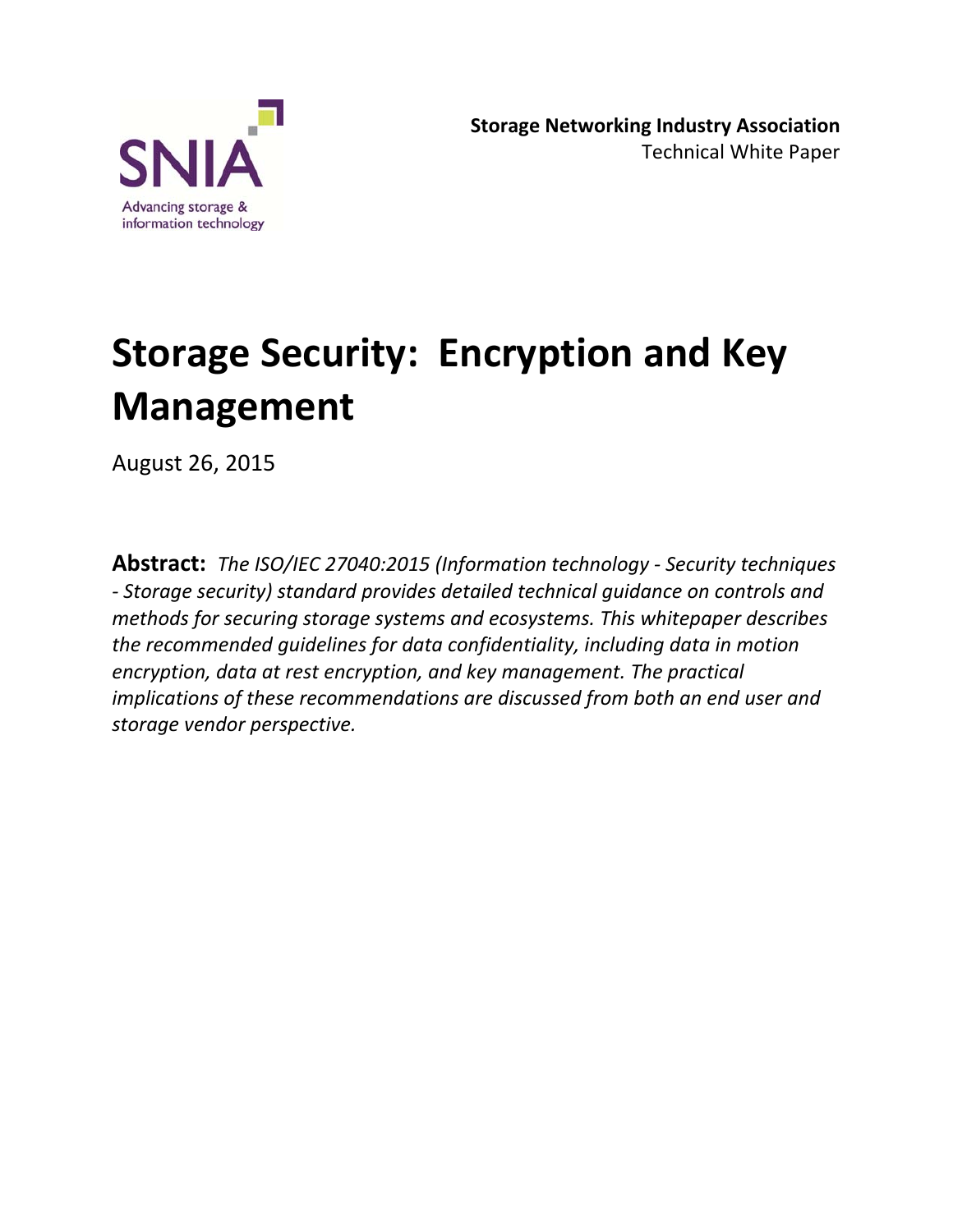SNIA

Advancing storage & information technology

**Storage Networking Industry Association**
Technical White Paper

# Storage Security: Encryption and Key Management

August 26, 2015

**Abstract:** *The ISO/IEC 27040:2015 (Information technology - Security techniques - Storage security) standard provides detailed technical guidance on controls and methods for securing storage systems and ecosystems. This whitepaper describes the recommended guidelines for data confidentiality, including data in motion encryption, data at rest encryption, and key management. The practical implications of these recommendations are discussed from both an end user and storage vendor perspective.*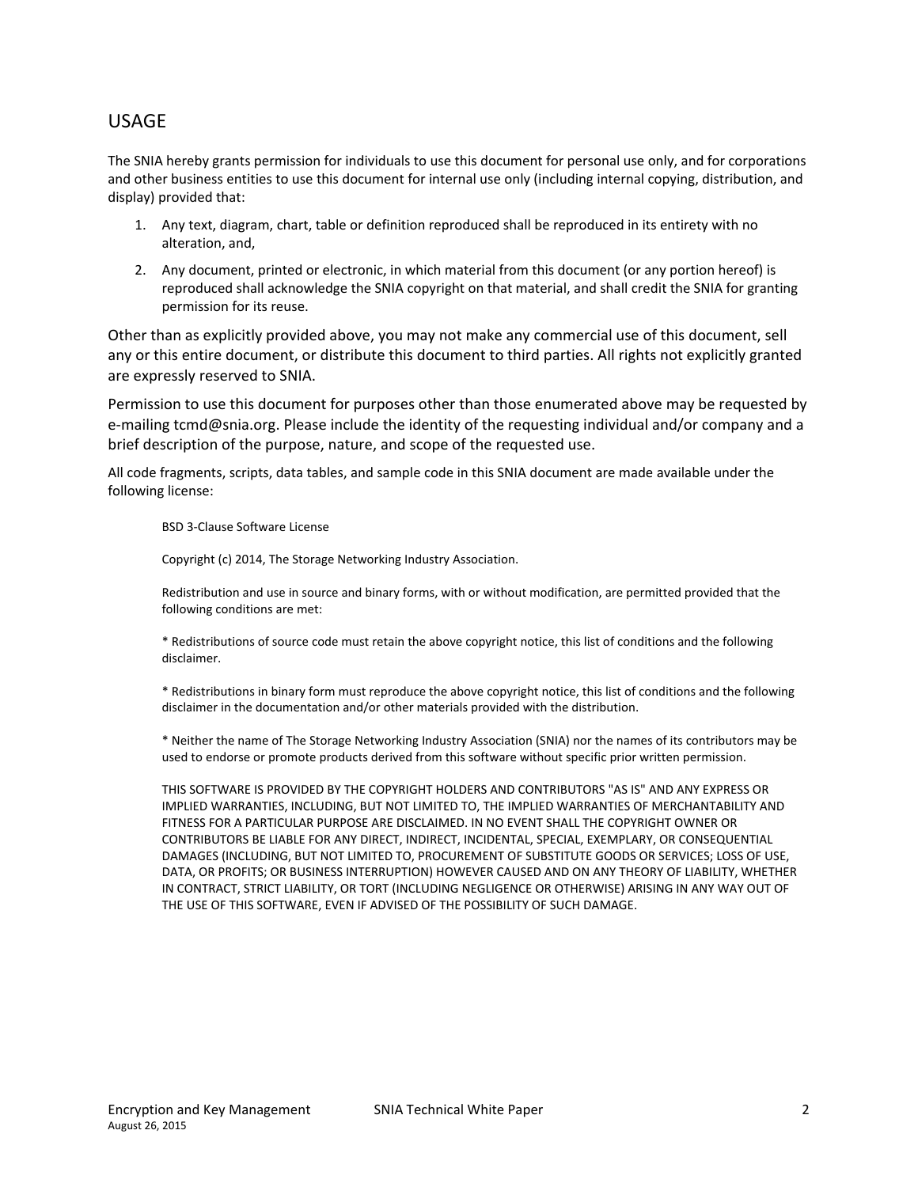## USAGE

The SNIA hereby grants permission for individuals to use this document for personal use only, and for corporations and other business entities to use this document for internal use only (including internal copying, distribution, and display) provided that:

1. Any text, diagram, chart, table or definition reproduced shall be reproduced in its entirety with no alteration, and,
2. Any document, printed or electronic, in which material from this document (or any portion hereof) is reproduced shall acknowledge the SNIA copyright on that material, and shall credit the SNIA for granting permission for its reuse.

Other than as explicitly provided above, you may not make any commercial use of this document, sell any or this entire document, or distribute this document to third parties. All rights not explicitly granted are expressly reserved to SNIA.

Permission to use this document for purposes other than those enumerated above may be requested by e-mailing tcmd@snia.org. Please include the identity of the requesting individual and/or company and a brief description of the purpose, nature, and scope of the requested use.

All code fragments, scripts, data tables, and sample code in this SNIA document are made available under the following license:

> BSD 3-Clause Software License
>
> Copyright (c) 2014, The Storage Networking Industry Association.
>
> Redistribution and use in source and binary forms, with or without modification, are permitted provided that the following conditions are met:
>
> * Redistributions of source code must retain the above copyright notice, this list of conditions and the following disclaimer.
>
> * Redistributions in binary form must reproduce the above copyright notice, this list of conditions and the following disclaimer in the documentation and/or other materials provided with the distribution.
>
> * Neither the name of The Storage Networking Industry Association (SNIA) nor the names of its contributors may be used to endorse or promote products derived from this software without specific prior written permission.
>
> THIS SOFTWARE IS PROVIDED BY THE COPYRIGHT HOLDERS AND CONTRIBUTORS "AS IS" AND ANY EXPRESS OR IMPLIED WARRANTIES, INCLUDING, BUT NOT LIMITED TO, THE IMPLIED WARRANTIES OF MERCHANTABILITY AND FITNESS FOR A PARTICULAR PURPOSE ARE DISCLAIMED. IN NO EVENT SHALL THE COPYRIGHT OWNER OR CONTRIBUTORS BE LIABLE FOR ANY DIRECT, INDIRECT, INCIDENTAL, SPECIAL, EXEMPLARY, OR CONSEQUENTIAL DAMAGES (INCLUDING, BUT NOT LIMITED TO, PROCUREMENT OF SUBSTITUTE GOODS OR SERVICES; LOSS OF USE, DATA, OR PROFITS; OR BUSINESS INTERRUPTION) HOWEVER CAUSED AND ON ANY THEORY OF LIABILITY, WHETHER IN CONTRACT, STRICT LIABILITY, OR TORT (INCLUDING NEGLIGENCE OR OTHERWISE) ARISING IN ANY WAY OUT OF THE USE OF THIS SOFTWARE, EVEN IF ADVISED OF THE POSSIBILITY OF SUCH DAMAGE.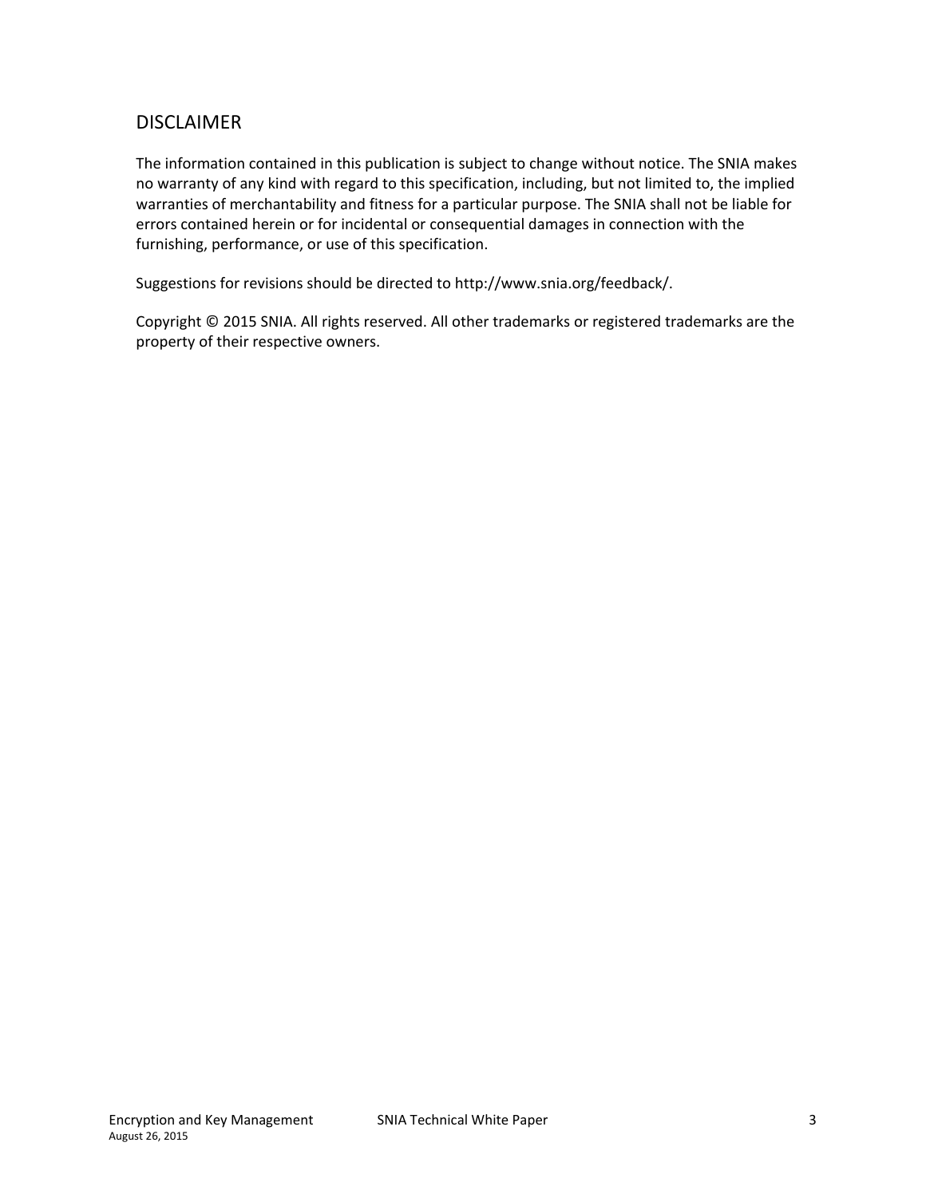## DISCLAIMER

The information contained in this publication is subject to change without notice. The SNIA makes no warranty of any kind with regard to this specification, including, but not limited to, the implied warranties of merchantability and fitness for a particular purpose. The SNIA shall not be liable for errors contained herein or for incidental or consequential damages in connection with the furnishing, performance, or use of this specification.

Suggestions for revisions should be directed to http://www.snia.org/feedback/.

Copyright © 2015 SNIA. All rights reserved. All other trademarks or registered trademarks are the property of their respective owners.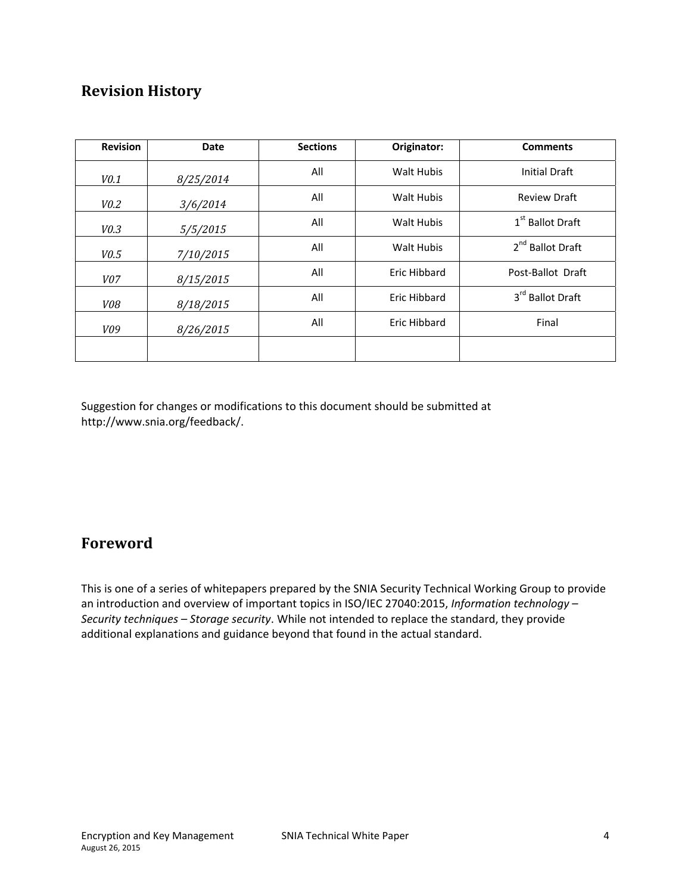## Revision History

| Revision | Date | Sections | Originator: | Comments |
|---|---|---|---|---|
| *V0.1* | *8/25/2014* | All | Walt Hubis | Initial Draft |
| *V0.2* | *3/6/2014* | All | Walt Hubis | Review Draft |
| *V0.3* | *5/5/2015* | All | Walt Hubis | 1st Ballot Draft |
| *V0.5* | *7/10/2015* | All | Walt Hubis | 2nd Ballot Draft |
| *V07* | *8/15/2015* | All | Eric Hibbard | Post-Ballot Draft |
| *V08* | *8/18/2015* | All | Eric Hibbard | 3rd Ballot Draft |
| *V09* | *8/26/2015* | All | Eric Hibbard | Final |
| | | | | |

Suggestion for changes or modifications to this document should be submitted at http://www.snia.org/feedback/.

## Foreword

This is one of a series of whitepapers prepared by the SNIA Security Technical Working Group to provide an introduction and overview of important topics in ISO/IEC 27040:2015, *Information technology – Security techniques – Storage security*. While not intended to replace the standard, they provide additional explanations and guidance beyond that found in the actual standard.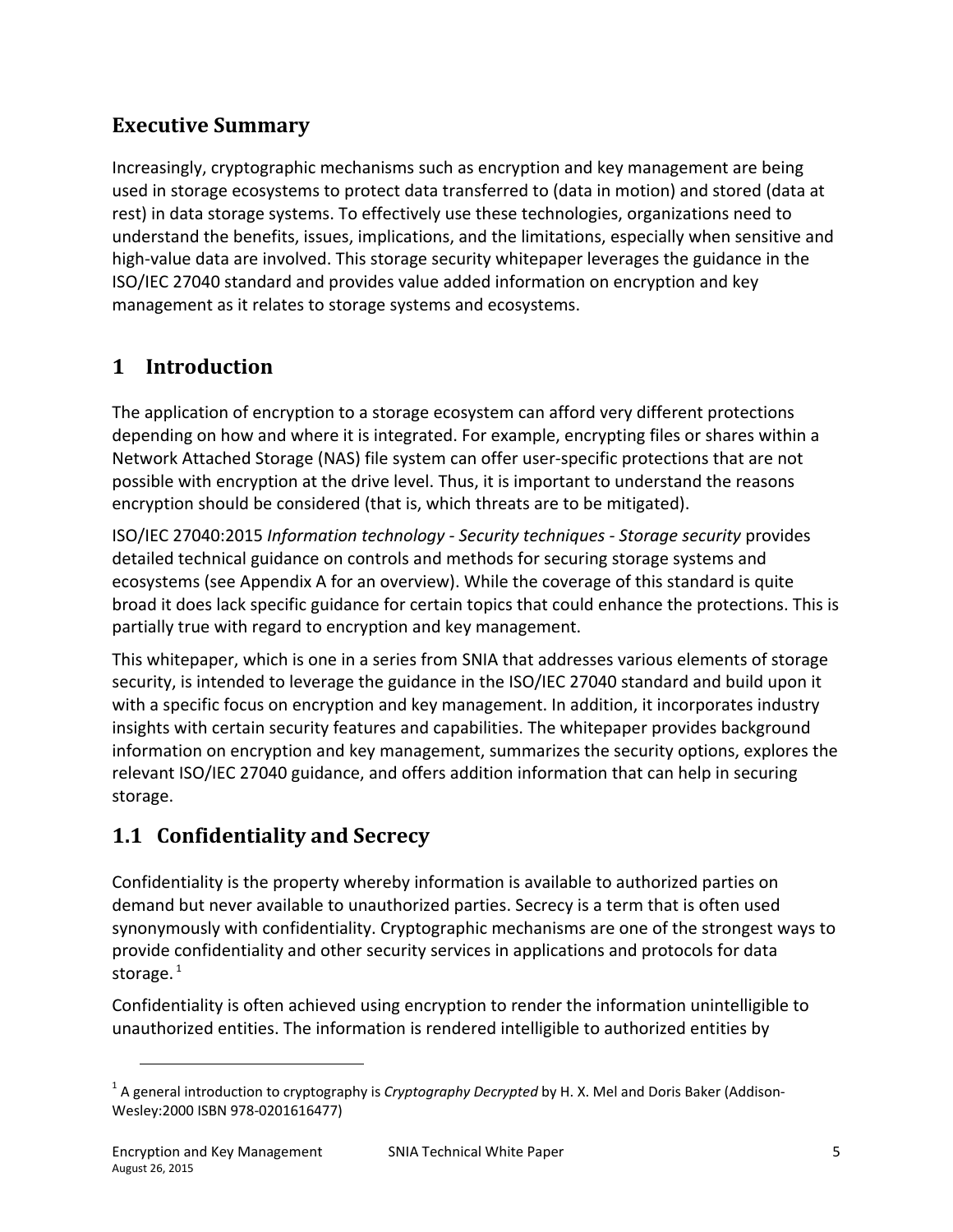## Executive Summary

Increasingly, cryptographic mechanisms such as encryption and key management are being used in storage ecosystems to protect data transferred to (data in motion) and stored (data at rest) in data storage systems. To effectively use these technologies, organizations need to understand the benefits, issues, implications, and the limitations, especially when sensitive and high-value data are involved. This storage security whitepaper leverages the guidance in the ISO/IEC 27040 standard and provides value added information on encryption and key management as it relates to storage systems and ecosystems.

## 1 Introduction

The application of encryption to a storage ecosystem can afford very different protections depending on how and where it is integrated. For example, encrypting files or shares within a Network Attached Storage (NAS) file system can offer user-specific protections that are not possible with encryption at the drive level. Thus, it is important to understand the reasons encryption should be considered (that is, which threats are to be mitigated).

ISO/IEC 27040:2015 *Information technology - Security techniques - Storage security* provides detailed technical guidance on controls and methods for securing storage systems and ecosystems (see Appendix A for an overview). While the coverage of this standard is quite broad it does lack specific guidance for certain topics that could enhance the protections. This is partially true with regard to encryption and key management.

This whitepaper, which is one in a series from SNIA that addresses various elements of storage security, is intended to leverage the guidance in the ISO/IEC 27040 standard and build upon it with a specific focus on encryption and key management. In addition, it incorporates industry insights with certain security features and capabilities. The whitepaper provides background information on encryption and key management, summarizes the security options, explores the relevant ISO/IEC 27040 guidance, and offers addition information that can help in securing storage.

### 1.1 Confidentiality and Secrecy

Confidentiality is the property whereby information is available to authorized parties on demand but never available to unauthorized parties. Secrecy is a term that is often used synonymously with confidentiality. Cryptographic mechanisms are one of the strongest ways to provide confidentiality and other security services in applications and protocols for data storage. [1]

Confidentiality is often achieved using encryption to render the information unintelligible to unauthorized entities. The information is rendered intelligible to authorized entities by

---

[1] A general introduction to cryptography is *Cryptography Decrypted* by H. X. Mel and Doris Baker (Addison-Wesley:2000 ISBN 978-0201616477)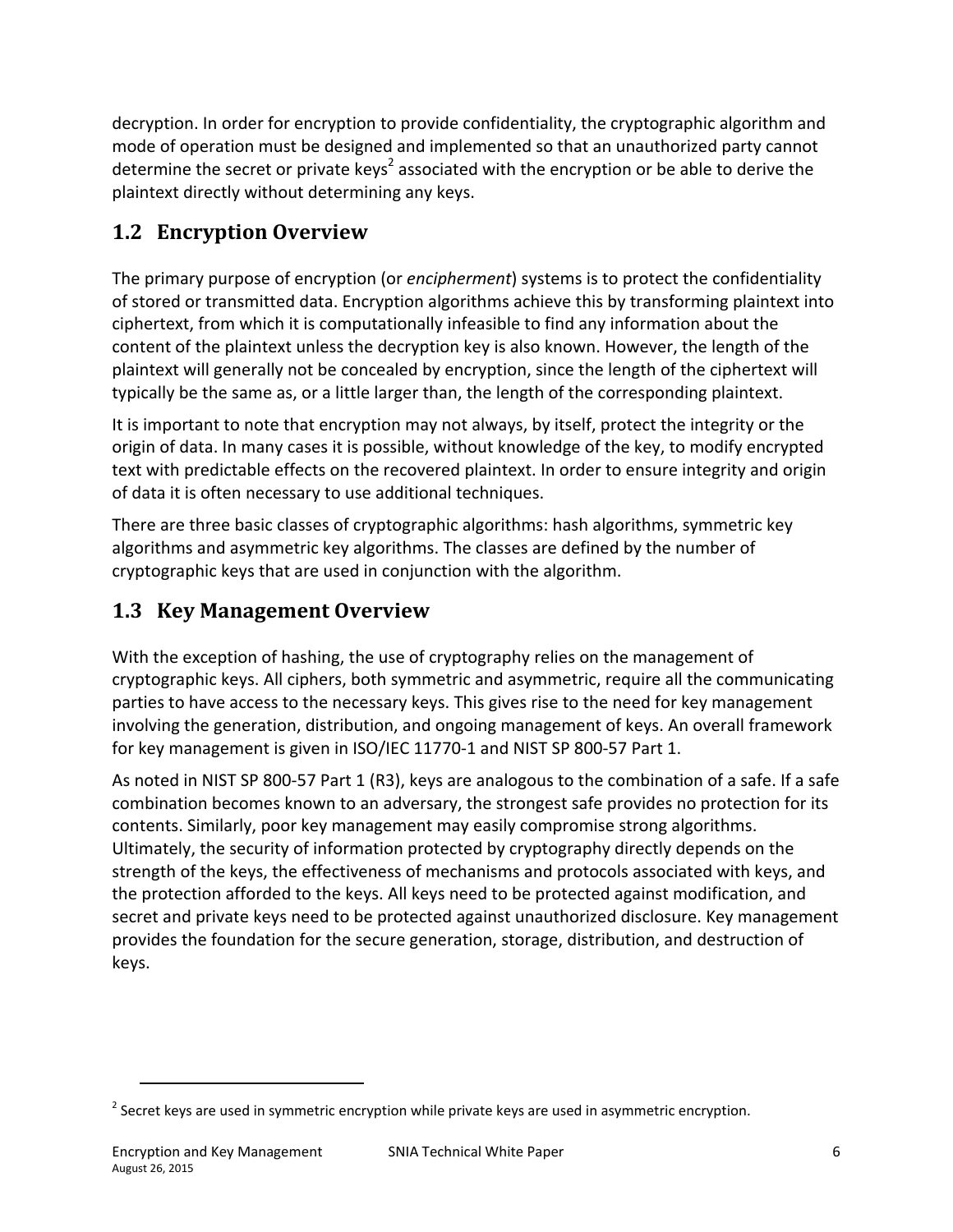decryption. In order for encryption to provide confidentiality, the cryptographic algorithm and mode of operation must be designed and implemented so that an unauthorized party cannot determine the secret or private keys[2] associated with the encryption or be able to derive the plaintext directly without determining any keys.

## 1.2 Encryption Overview

The primary purpose of encryption (or *encipherment*) systems is to protect the confidentiality of stored or transmitted data. Encryption algorithms achieve this by transforming plaintext into ciphertext, from which it is computationally infeasible to find any information about the content of the plaintext unless the decryption key is also known. However, the length of the plaintext will generally not be concealed by encryption, since the length of the ciphertext will typically be the same as, or a little larger than, the length of the corresponding plaintext.

It is important to note that encryption may not always, by itself, protect the integrity or the origin of data. In many cases it is possible, without knowledge of the key, to modify encrypted text with predictable effects on the recovered plaintext. In order to ensure integrity and origin of data it is often necessary to use additional techniques.

There are three basic classes of cryptographic algorithms: hash algorithms, symmetric key algorithms and asymmetric key algorithms. The classes are defined by the number of cryptographic keys that are used in conjunction with the algorithm.

## 1.3 Key Management Overview

With the exception of hashing, the use of cryptography relies on the management of cryptographic keys. All ciphers, both symmetric and asymmetric, require all the communicating parties to have access to the necessary keys. This gives rise to the need for key management involving the generation, distribution, and ongoing management of keys. An overall framework for key management is given in ISO/IEC 11770-1 and NIST SP 800-57 Part 1.

As noted in NIST SP 800-57 Part 1 (R3), keys are analogous to the combination of a safe. If a safe combination becomes known to an adversary, the strongest safe provides no protection for its contents. Similarly, poor key management may easily compromise strong algorithms. Ultimately, the security of information protected by cryptography directly depends on the strength of the keys, the effectiveness of mechanisms and protocols associated with keys, and the protection afforded to the keys. All keys need to be protected against modification, and secret and private keys need to be protected against unauthorized disclosure. Key management provides the foundation for the secure generation, storage, distribution, and destruction of keys.

---

[2] Secret keys are used in symmetric encryption while private keys are used in asymmetric encryption.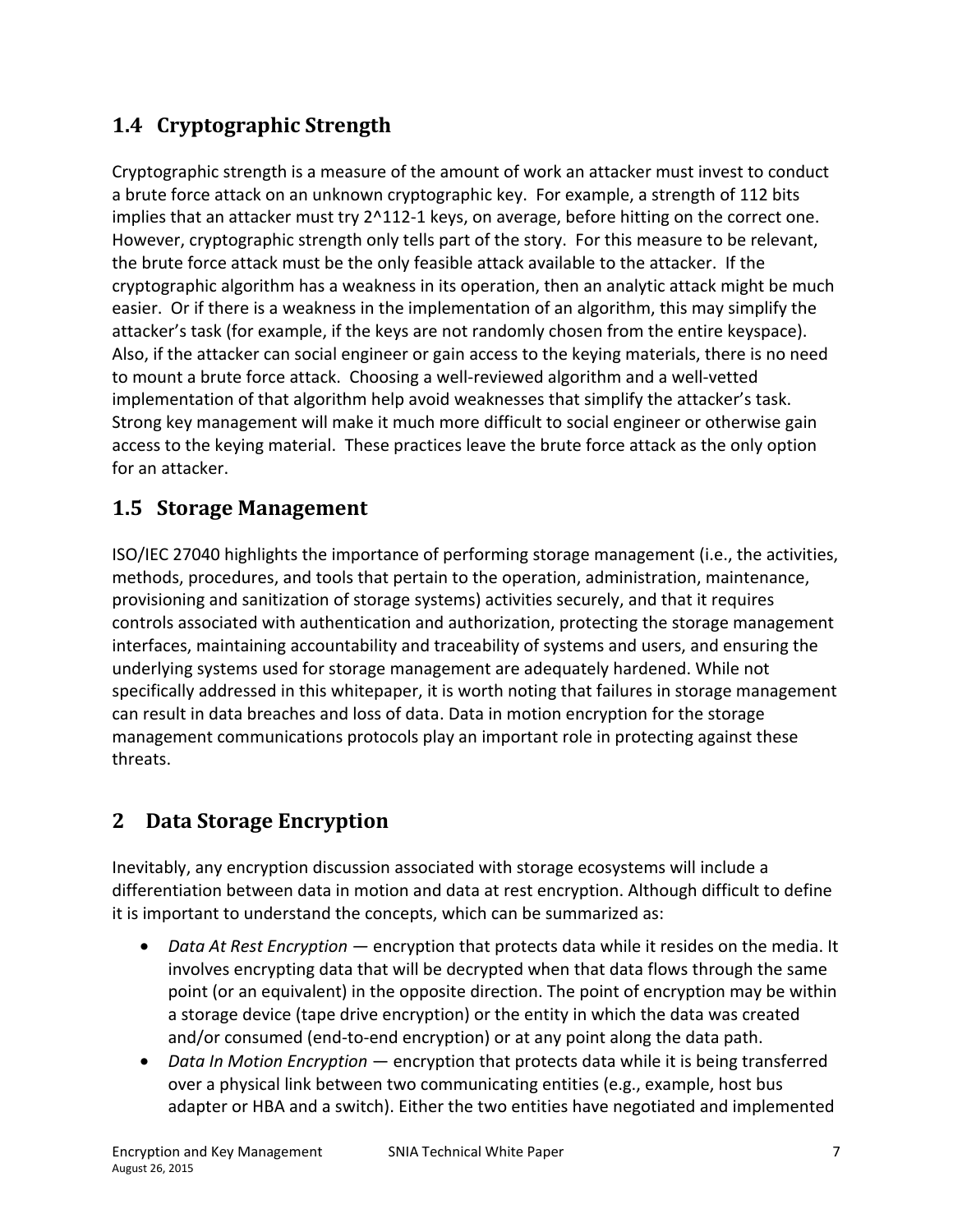## 1.4 Cryptographic Strength

Cryptographic strength is a measure of the amount of work an attacker must invest to conduct a brute force attack on an unknown cryptographic key. For example, a strength of 112 bits implies that an attacker must try 2^112-1 keys, on average, before hitting on the correct one. However, cryptographic strength only tells part of the story. For this measure to be relevant, the brute force attack must be the only feasible attack available to the attacker. If the cryptographic algorithm has a weakness in its operation, then an analytic attack might be much easier. Or if there is a weakness in the implementation of an algorithm, this may simplify the attacker's task (for example, if the keys are not randomly chosen from the entire keyspace). Also, if the attacker can social engineer or gain access to the keying materials, there is no need to mount a brute force attack. Choosing a well-reviewed algorithm and a well-vetted implementation of that algorithm help avoid weaknesses that simplify the attacker's task. Strong key management will make it much more difficult to social engineer or otherwise gain access to the keying material. These practices leave the brute force attack as the only option for an attacker.

## 1.5 Storage Management

ISO/IEC 27040 highlights the importance of performing storage management (i.e., the activities, methods, procedures, and tools that pertain to the operation, administration, maintenance, provisioning and sanitization of storage systems) activities securely, and that it requires controls associated with authentication and authorization, protecting the storage management interfaces, maintaining accountability and traceability of systems and users, and ensuring the underlying systems used for storage management are adequately hardened. While not specifically addressed in this whitepaper, it is worth noting that failures in storage management can result in data breaches and loss of data. Data in motion encryption for the storage management communications protocols play an important role in protecting against these threats.

# 2 Data Storage Encryption

Inevitably, any encryption discussion associated with storage ecosystems will include a differentiation between data in motion and data at rest encryption. Although difficult to define it is important to understand the concepts, which can be summarized as:

- *Data At Rest Encryption* — encryption that protects data while it resides on the media. It involves encrypting data that will be decrypted when that data flows through the same point (or an equivalent) in the opposite direction. The point of encryption may be within a storage device (tape drive encryption) or the entity in which the data was created and/or consumed (end-to-end encryption) or at any point along the data path.
- *Data In Motion Encryption* — encryption that protects data while it is being transferred over a physical link between two communicating entities (e.g., example, host bus adapter or HBA and a switch). Either the two entities have negotiated and implemented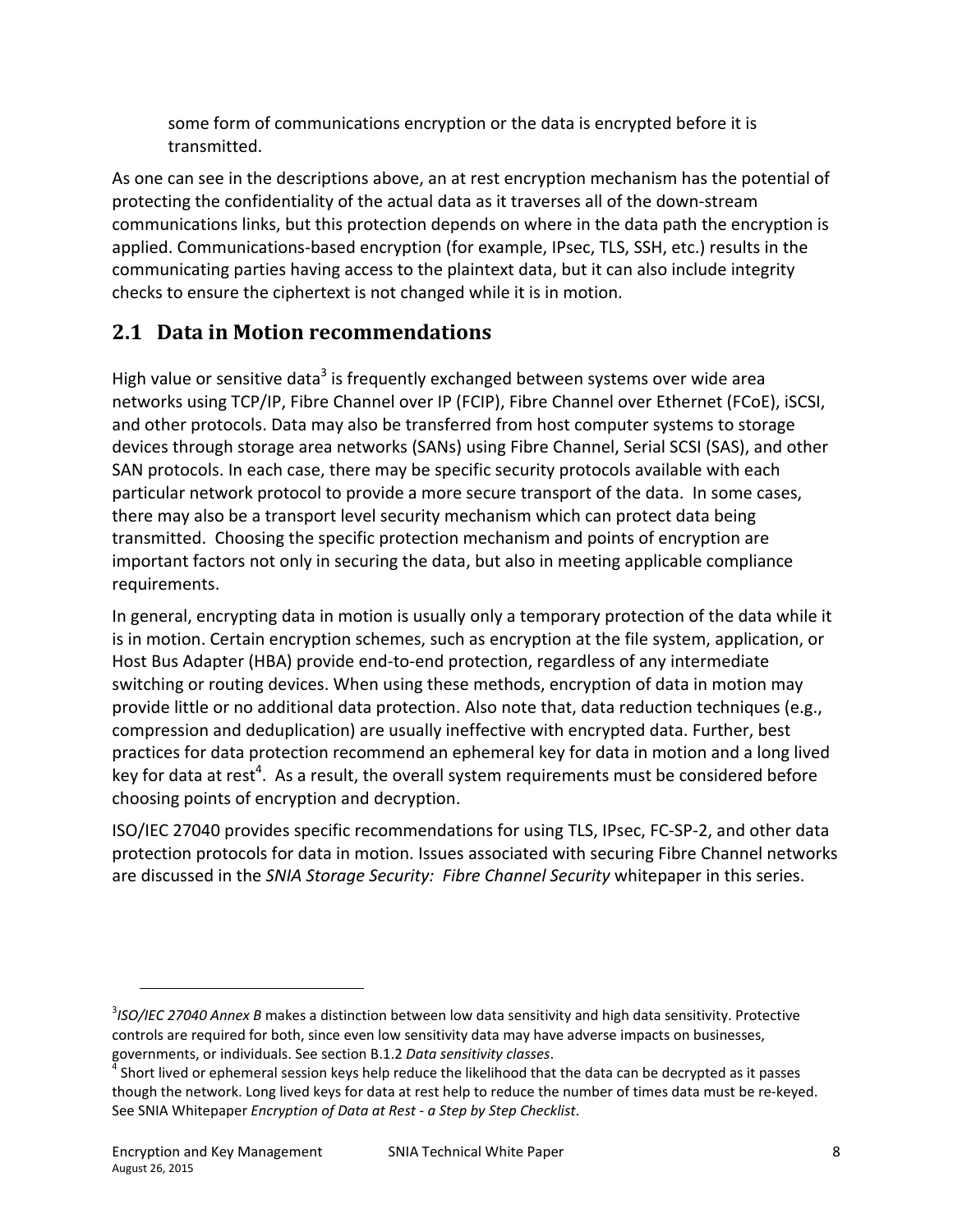some form of communications encryption or the data is encrypted before it is transmitted.

As one can see in the descriptions above, an at rest encryption mechanism has the potential of protecting the confidentiality of the actual data as it traverses all of the down-stream communications links, but this protection depends on where in the data path the encryption is applied. Communications-based encryption (for example, IPsec, TLS, SSH, etc.) results in the communicating parties having access to the plaintext data, but it can also include integrity checks to ensure the ciphertext is not changed while it is in motion.

## 2.1 Data in Motion recommendations

High value or sensitive data[3] is frequently exchanged between systems over wide area networks using TCP/IP, Fibre Channel over IP (FCIP), Fibre Channel over Ethernet (FCoE), iSCSI, and other protocols. Data may also be transferred from host computer systems to storage devices through storage area networks (SANs) using Fibre Channel, Serial SCSI (SAS), and other SAN protocols. In each case, there may be specific security protocols available with each particular network protocol to provide a more secure transport of the data. In some cases, there may also be a transport level security mechanism which can protect data being transmitted. Choosing the specific protection mechanism and points of encryption are important factors not only in securing the data, but also in meeting applicable compliance requirements.

In general, encrypting data in motion is usually only a temporary protection of the data while it is in motion. Certain encryption schemes, such as encryption at the file system, application, or Host Bus Adapter (HBA) provide end-to-end protection, regardless of any intermediate switching or routing devices. When using these methods, encryption of data in motion may provide little or no additional data protection. Also note that, data reduction techniques (e.g., compression and deduplication) are usually ineffective with encrypted data. Further, best practices for data protection recommend an ephemeral key for data in motion and a long lived key for data at rest[4]. As a result, the overall system requirements must be considered before choosing points of encryption and decryption.

ISO/IEC 27040 provides specific recommendations for using TLS, IPsec, FC-SP-2, and other data protection protocols for data in motion. Issues associated with securing Fibre Channel networks are discussed in the *SNIA Storage Security: Fibre Channel Security* whitepaper in this series.

---

[3] *ISO/IEC 27040 Annex B* makes a distinction between low data sensitivity and high data sensitivity. Protective controls are required for both, since even low sensitivity data may have adverse impacts on businesses, governments, or individuals. See section B.1.2 *Data sensitivity classes*.

[4] Short lived or ephemeral session keys help reduce the likelihood that the data can be decrypted as it passes though the network. Long lived keys for data at rest help to reduce the number of times data must be re-keyed. See SNIA Whitepaper *Encryption of Data at Rest - a Step by Step Checklist*.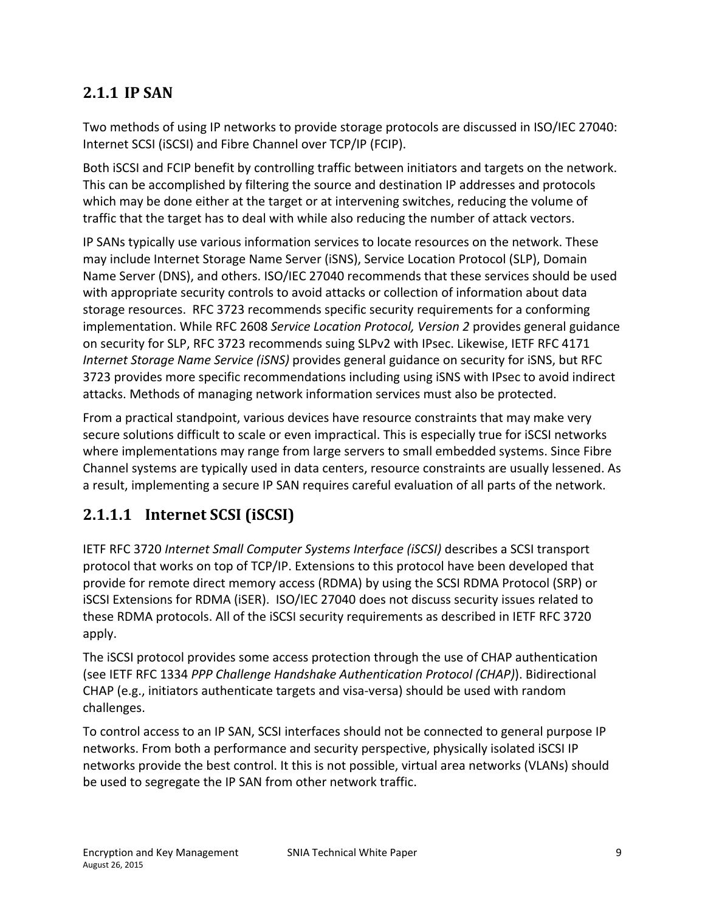### 2.1.1 IP SAN

Two methods of using IP networks to provide storage protocols are discussed in ISO/IEC 27040: Internet SCSI (iSCSI) and Fibre Channel over TCP/IP (FCIP).

Both iSCSI and FCIP benefit by controlling traffic between initiators and targets on the network. This can be accomplished by filtering the source and destination IP addresses and protocols which may be done either at the target or at intervening switches, reducing the volume of traffic that the target has to deal with while also reducing the number of attack vectors.

IP SANs typically use various information services to locate resources on the network. These may include Internet Storage Name Server (iSNS), Service Location Protocol (SLP), Domain Name Server (DNS), and others. ISO/IEC 27040 recommends that these services should be used with appropriate security controls to avoid attacks or collection of information about data storage resources. RFC 3723 recommends specific security requirements for a conforming implementation. While RFC 2608 *Service Location Protocol, Version 2* provides general guidance on security for SLP, RFC 3723 recommends suing SLPv2 with IPsec. Likewise, IETF RFC 4171 *Internet Storage Name Service (iSNS)* provides general guidance on security for iSNS, but RFC 3723 provides more specific recommendations including using iSNS with IPsec to avoid indirect attacks. Methods of managing network information services must also be protected.

From a practical standpoint, various devices have resource constraints that may make very secure solutions difficult to scale or even impractical. This is especially true for iSCSI networks where implementations may range from large servers to small embedded systems. Since Fibre Channel systems are typically used in data centers, resource constraints are usually lessened. As a result, implementing a secure IP SAN requires careful evaluation of all parts of the network.

#### 2.1.1.1 Internet SCSI (iSCSI)

IETF RFC 3720 *Internet Small Computer Systems Interface (iSCSI)* describes a SCSI transport protocol that works on top of TCP/IP. Extensions to this protocol have been developed that provide for remote direct memory access (RDMA) by using the SCSI RDMA Protocol (SRP) or iSCSI Extensions for RDMA (iSER). ISO/IEC 27040 does not discuss security issues related to these RDMA protocols. All of the iSCSI security requirements as described in IETF RFC 3720 apply.

The iSCSI protocol provides some access protection through the use of CHAP authentication (see IETF RFC 1334 *PPP Challenge Handshake Authentication Protocol (CHAP)*). Bidirectional CHAP (e.g., initiators authenticate targets and visa-versa) should be used with random challenges.

To control access to an IP SAN, SCSI interfaces should not be connected to general purpose IP networks. From both a performance and security perspective, physically isolated iSCSI IP networks provide the best control. It this is not possible, virtual area networks (VLANs) should be used to segregate the IP SAN from other network traffic.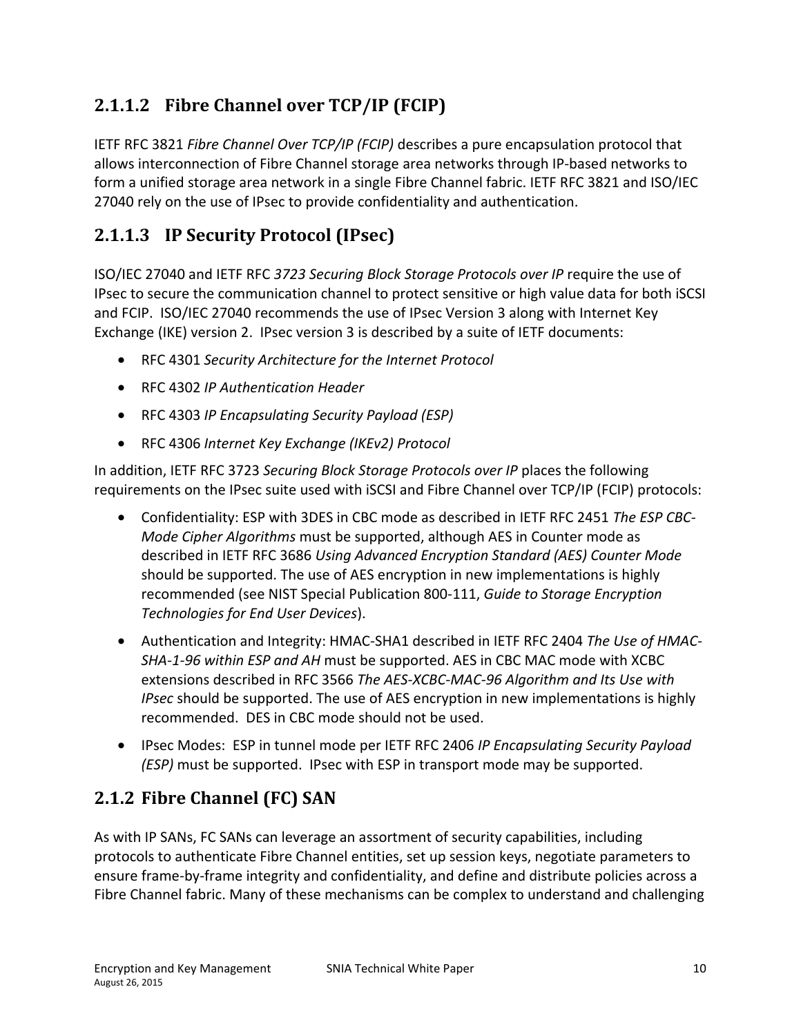#### 2.1.1.2 Fibre Channel over TCP/IP (FCIP)

IETF RFC 3821 *Fibre Channel Over TCP/IP (FCIP)* describes a pure encapsulation protocol that allows interconnection of Fibre Channel storage area networks through IP-based networks to form a unified storage area network in a single Fibre Channel fabric. IETF RFC 3821 and ISO/IEC 27040 rely on the use of IPsec to provide confidentiality and authentication.

#### 2.1.1.3 IP Security Protocol (IPsec)

ISO/IEC 27040 and IETF RFC *3723 Securing Block Storage Protocols over IP* require the use of IPsec to secure the communication channel to protect sensitive or high value data for both iSCSI and FCIP. ISO/IEC 27040 recommends the use of IPsec Version 3 along with Internet Key Exchange (IKE) version 2. IPsec version 3 is described by a suite of IETF documents:

- RFC 4301 *Security Architecture for the Internet Protocol*
- RFC 4302 *IP Authentication Header*
- RFC 4303 *IP Encapsulating Security Payload (ESP)*
- RFC 4306 *Internet Key Exchange (IKEv2) Protocol*

In addition, IETF RFC 3723 *Securing Block Storage Protocols over IP* places the following requirements on the IPsec suite used with iSCSI and Fibre Channel over TCP/IP (FCIP) protocols:

- Confidentiality: ESP with 3DES in CBC mode as described in IETF RFC 2451 *The ESP CBC-Mode Cipher Algorithms* must be supported, although AES in Counter mode as described in IETF RFC 3686 *Using Advanced Encryption Standard (AES) Counter Mode* should be supported. The use of AES encryption in new implementations is highly recommended (see NIST Special Publication 800-111, *Guide to Storage Encryption Technologies for End User Devices*).
- Authentication and Integrity: HMAC-SHA1 described in IETF RFC 2404 *The Use of HMAC-SHA-1-96 within ESP and AH* must be supported. AES in CBC MAC mode with XCBC extensions described in RFC 3566 *The AES-XCBC-MAC-96 Algorithm and Its Use with IPsec* should be supported. The use of AES encryption in new implementations is highly recommended. DES in CBC mode should not be used.
- IPsec Modes: ESP in tunnel mode per IETF RFC 2406 *IP Encapsulating Security Payload (ESP)* must be supported. IPsec with ESP in transport mode may be supported.

### 2.1.2 Fibre Channel (FC) SAN

As with IP SANs, FC SANs can leverage an assortment of security capabilities, including protocols to authenticate Fibre Channel entities, set up session keys, negotiate parameters to ensure frame-by-frame integrity and confidentiality, and define and distribute policies across a Fibre Channel fabric. Many of these mechanisms can be complex to understand and challenging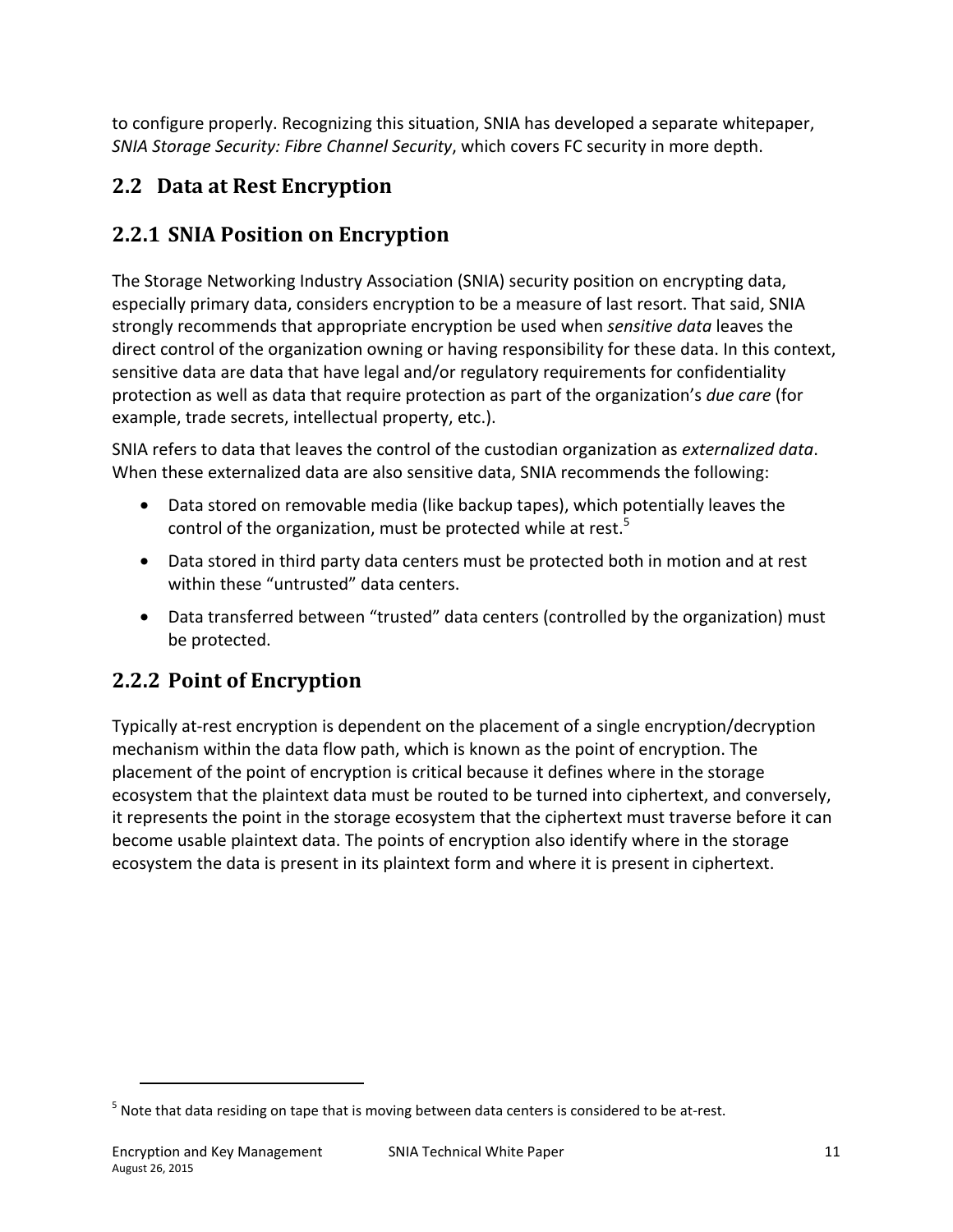to configure properly. Recognizing this situation, SNIA has developed a separate whitepaper, *SNIA Storage Security: Fibre Channel Security*, which covers FC security in more depth.

## 2.2 Data at Rest Encryption

### 2.2.1 SNIA Position on Encryption

The Storage Networking Industry Association (SNIA) security position on encrypting data, especially primary data, considers encryption to be a measure of last resort. That said, SNIA strongly recommends that appropriate encryption be used when *sensitive data* leaves the direct control of the organization owning or having responsibility for these data. In this context, sensitive data are data that have legal and/or regulatory requirements for confidentiality protection as well as data that require protection as part of the organization's *due care* (for example, trade secrets, intellectual property, etc.).

SNIA refers to data that leaves the control of the custodian organization as *externalized data*. When these externalized data are also sensitive data, SNIA recommends the following:

- Data stored on removable media (like backup tapes), which potentially leaves the control of the organization, must be protected while at rest.[5]
- Data stored in third party data centers must be protected both in motion and at rest within these "untrusted" data centers.
- Data transferred between "trusted" data centers (controlled by the organization) must be protected.

### 2.2.2 Point of Encryption

Typically at-rest encryption is dependent on the placement of a single encryption/decryption mechanism within the data flow path, which is known as the point of encryption. The placement of the point of encryption is critical because it defines where in the storage ecosystem that the plaintext data must be routed to be turned into ciphertext, and conversely, it represents the point in the storage ecosystem that the ciphertext must traverse before it can become usable plaintext data. The points of encryption also identify where in the storage ecosystem the data is present in its plaintext form and where it is present in ciphertext.

---

[5] Note that data residing on tape that is moving between data centers is considered to be at-rest.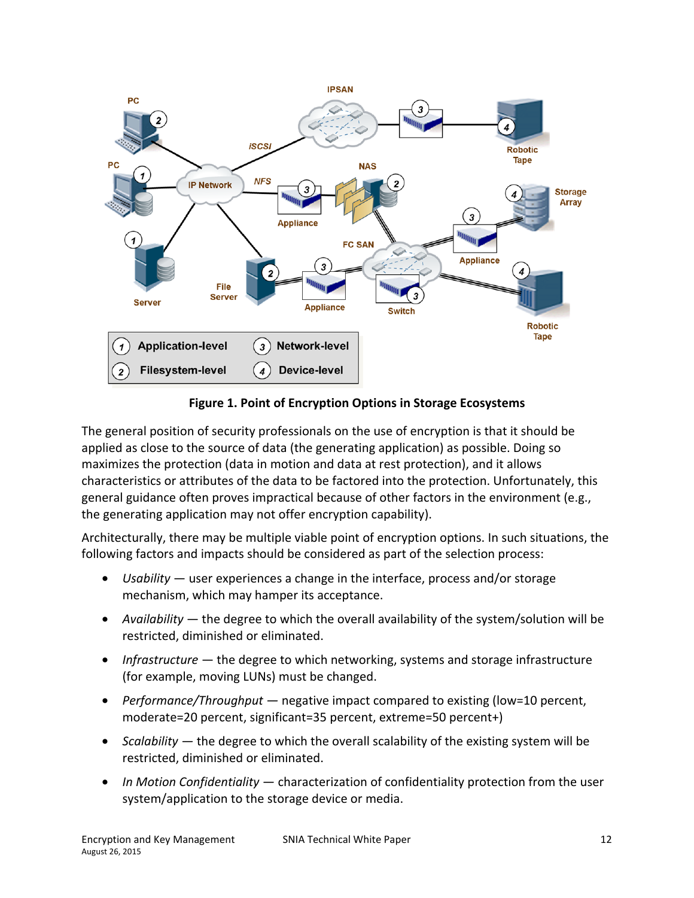**Figure 1. Point of Encryption Options in Storage Ecosystems**

The general position of security professionals on the use of encryption is that it should be applied as close to the source of data (the generating application) as possible. Doing so maximizes the protection (data in motion and data at rest protection), and it allows characteristics or attributes of the data to be factored into the protection. Unfortunately, this general guidance often proves impractical because of other factors in the environment (e.g., the generating application may not offer encryption capability).

Architecturally, there may be multiple viable point of encryption options. In such situations, the following factors and impacts should be considered as part of the selection process:

- *Usability* — user experiences a change in the interface, process and/or storage mechanism, which may hamper its acceptance.
- *Availability* — the degree to which the overall availability of the system/solution will be restricted, diminished or eliminated.
- *Infrastructure* — the degree to which networking, systems and storage infrastructure (for example, moving LUNs) must be changed.
- *Performance/Throughput* — negative impact compared to existing (low=10 percent, moderate=20 percent, significant=35 percent, extreme=50 percent+)
- *Scalability* — the degree to which the overall scalability of the existing system will be restricted, diminished or eliminated.
- *In Motion Confidentiality* — characterization of confidentiality protection from the user system/application to the storage device or media.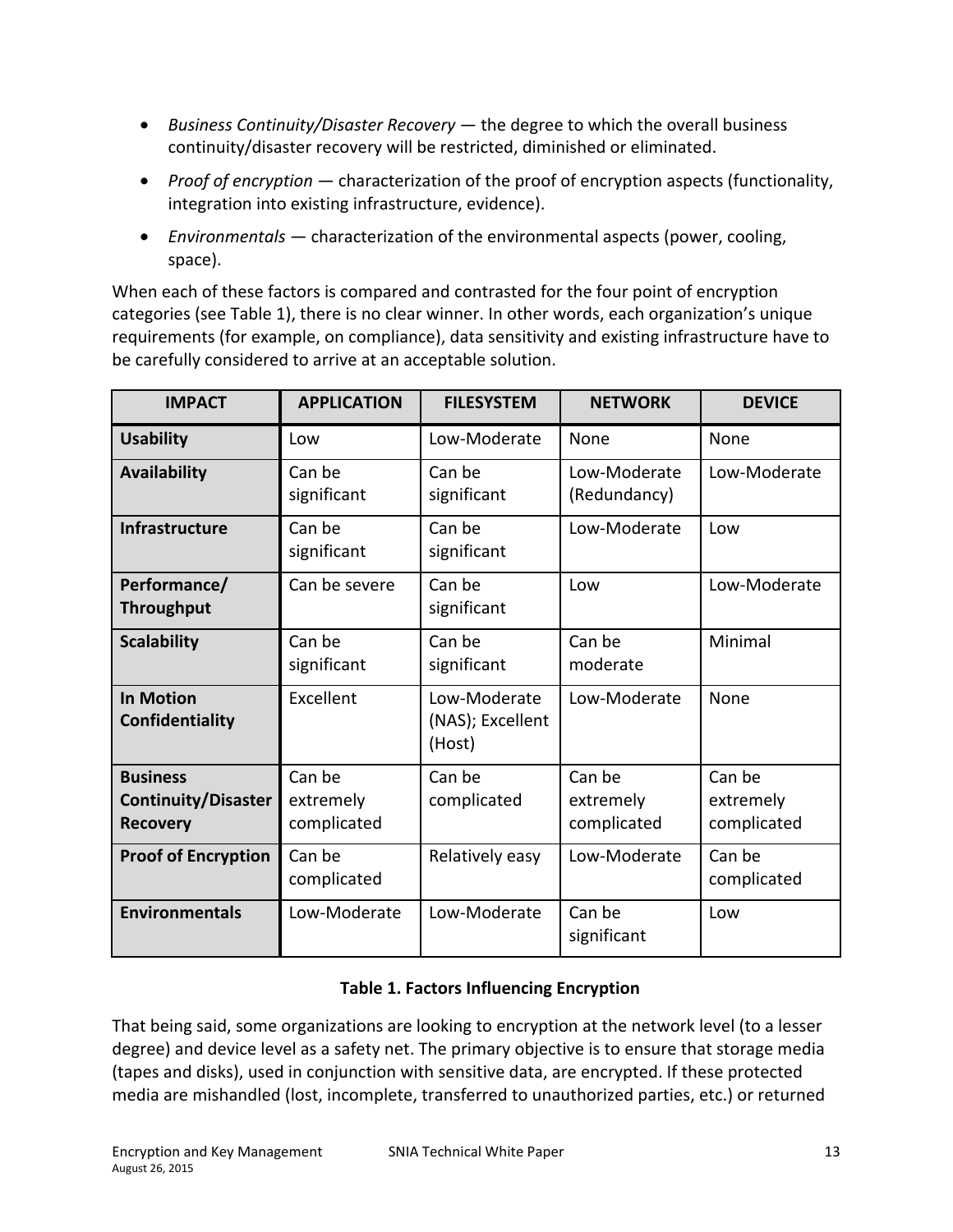- *Business Continuity/Disaster Recovery* — the degree to which the overall business continuity/disaster recovery will be restricted, diminished or eliminated.
- *Proof of encryption* — characterization of the proof of encryption aspects (functionality, integration into existing infrastructure, evidence).
- *Environmentals* — characterization of the environmental aspects (power, cooling, space).

When each of these factors is compared and contrasted for the four point of encryption categories (see Table 1), there is no clear winner. In other words, each organization's unique requirements (for example, on compliance), data sensitivity and existing infrastructure have to be carefully considered to arrive at an acceptable solution.

| IMPACT | APPLICATION | FILESYSTEM | NETWORK | DEVICE |
|---|---|---|---|---|
| **Usability** | Low | Low-Moderate | None | None |
| **Availability** | Can be significant | Can be significant | Low-Moderate (Redundancy) | Low-Moderate |
| **Infrastructure** | Can be significant | Can be significant | Low-Moderate | Low |
| **Performance/ Throughput** | Can be severe | Can be significant | Low | Low-Moderate |
| **Scalability** | Can be significant | Can be significant | Can be moderate | Minimal |
| **In Motion Confidentiality** | Excellent | Low-Moderate (NAS); Excellent (Host) | Low-Moderate | None |
| **Business Continuity/Disaster Recovery** | Can be extremely complicated | Can be complicated | Can be extremely complicated | Can be extremely complicated |
| **Proof of Encryption** | Can be complicated | Relatively easy | Low-Moderate | Can be complicated |
| **Environmentals** | Low-Moderate | Low-Moderate | Can be significant | Low |

**Table 1. Factors Influencing Encryption**

That being said, some organizations are looking to encryption at the network level (to a lesser degree) and device level as a safety net. The primary objective is to ensure that storage media (tapes and disks), used in conjunction with sensitive data, are encrypted. If these protected media are mishandled (lost, incomplete, transferred to unauthorized parties, etc.) or returned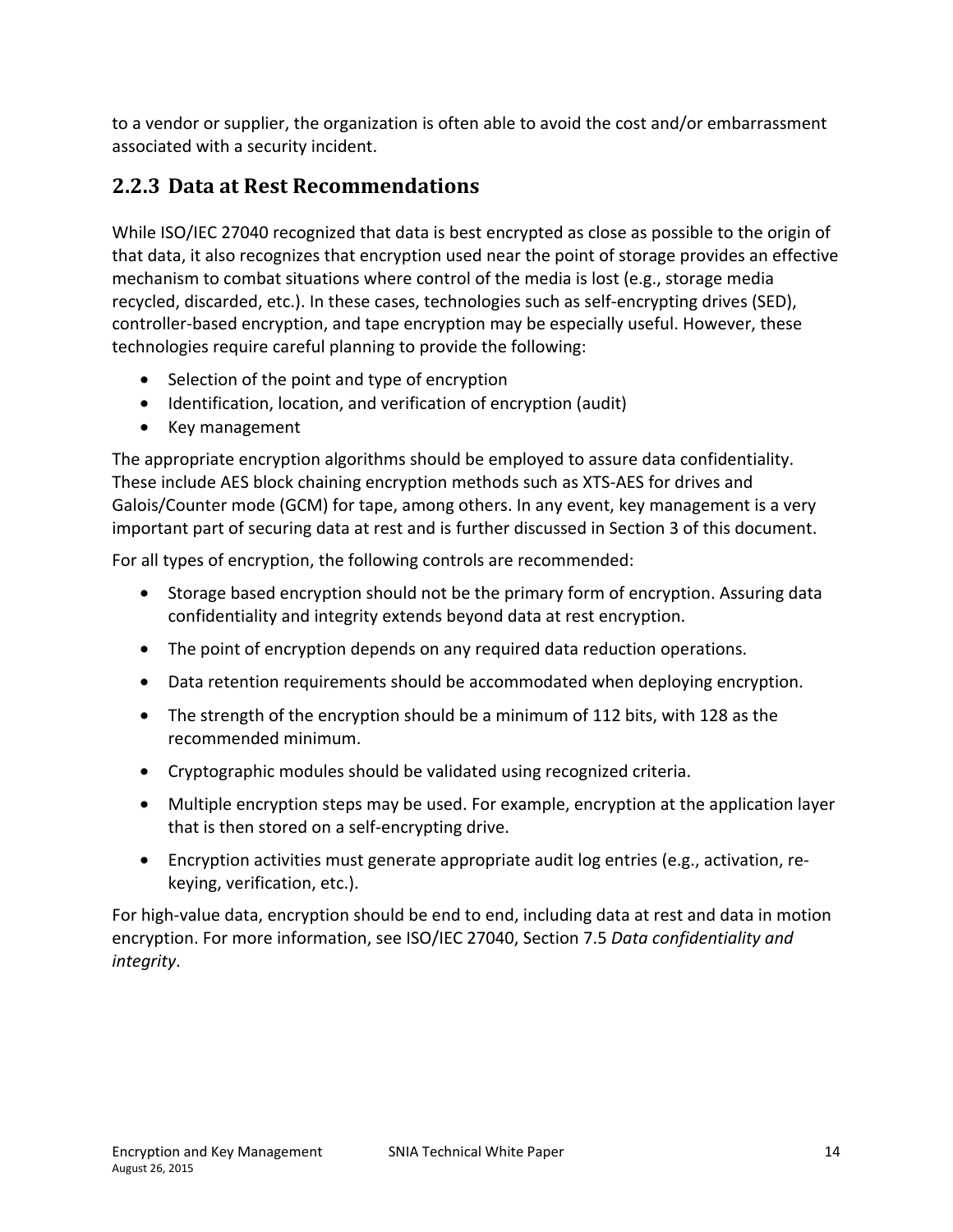to a vendor or supplier, the organization is often able to avoid the cost and/or embarrassment associated with a security incident.

### 2.2.3 Data at Rest Recommendations

While ISO/IEC 27040 recognized that data is best encrypted as close as possible to the origin of that data, it also recognizes that encryption used near the point of storage provides an effective mechanism to combat situations where control of the media is lost (e.g., storage media recycled, discarded, etc.). In these cases, technologies such as self-encrypting drives (SED), controller-based encryption, and tape encryption may be especially useful. However, these technologies require careful planning to provide the following:

- Selection of the point and type of encryption
- Identification, location, and verification of encryption (audit)
- Key management

The appropriate encryption algorithms should be employed to assure data confidentiality. These include AES block chaining encryption methods such as XTS-AES for drives and Galois/Counter mode (GCM) for tape, among others. In any event, key management is a very important part of securing data at rest and is further discussed in Section 3 of this document.

For all types of encryption, the following controls are recommended:

- Storage based encryption should not be the primary form of encryption. Assuring data confidentiality and integrity extends beyond data at rest encryption.
- The point of encryption depends on any required data reduction operations.
- Data retention requirements should be accommodated when deploying encryption.
- The strength of the encryption should be a minimum of 112 bits, with 128 as the recommended minimum.
- Cryptographic modules should be validated using recognized criteria.
- Multiple encryption steps may be used. For example, encryption at the application layer that is then stored on a self-encrypting drive.
- Encryption activities must generate appropriate audit log entries (e.g., activation, re-keying, verification, etc.).

For high-value data, encryption should be end to end, including data at rest and data in motion encryption. For more information, see ISO/IEC 27040, Section 7.5 *Data confidentiality and integrity*.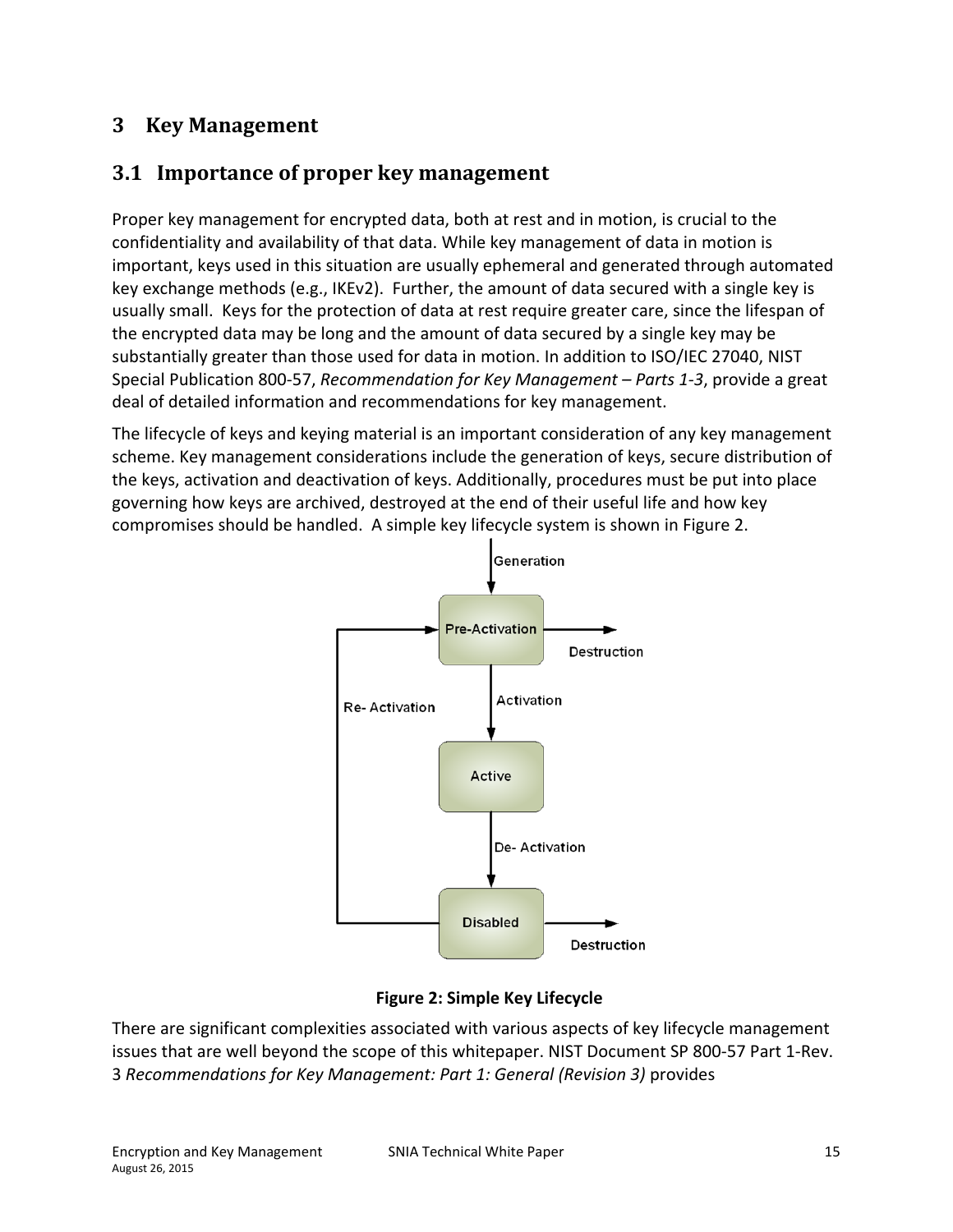# 3 Key Management

## 3.1 Importance of proper key management

Proper key management for encrypted data, both at rest and in motion, is crucial to the confidentiality and availability of that data. While key management of data in motion is important, keys used in this situation are usually ephemeral and generated through automated key exchange methods (e.g., IKEv2). Further, the amount of data secured with a single key is usually small. Keys for the protection of data at rest require greater care, since the lifespan of the encrypted data may be long and the amount of data secured by a single key may be substantially greater than those used for data in motion. In addition to ISO/IEC 27040, NIST Special Publication 800-57, *Recommendation for Key Management – Parts 1-3*, provide a great deal of detailed information and recommendations for key management.

The lifecycle of keys and keying material is an important consideration of any key management scheme. Key management considerations include the generation of keys, secure distribution of the keys, activation and deactivation of keys. Additionally, procedures must be put into place governing how keys are archived, destroyed at the end of their useful life and how key compromises should be handled. A simple key lifecycle system is shown in Figure 2.

**Figure 2: Simple Key Lifecycle**

There are significant complexities associated with various aspects of key lifecycle management issues that are well beyond the scope of this whitepaper. NIST Document SP 800-57 Part 1-Rev. 3 *Recommendations for Key Management: Part 1: General (Revision 3)* provides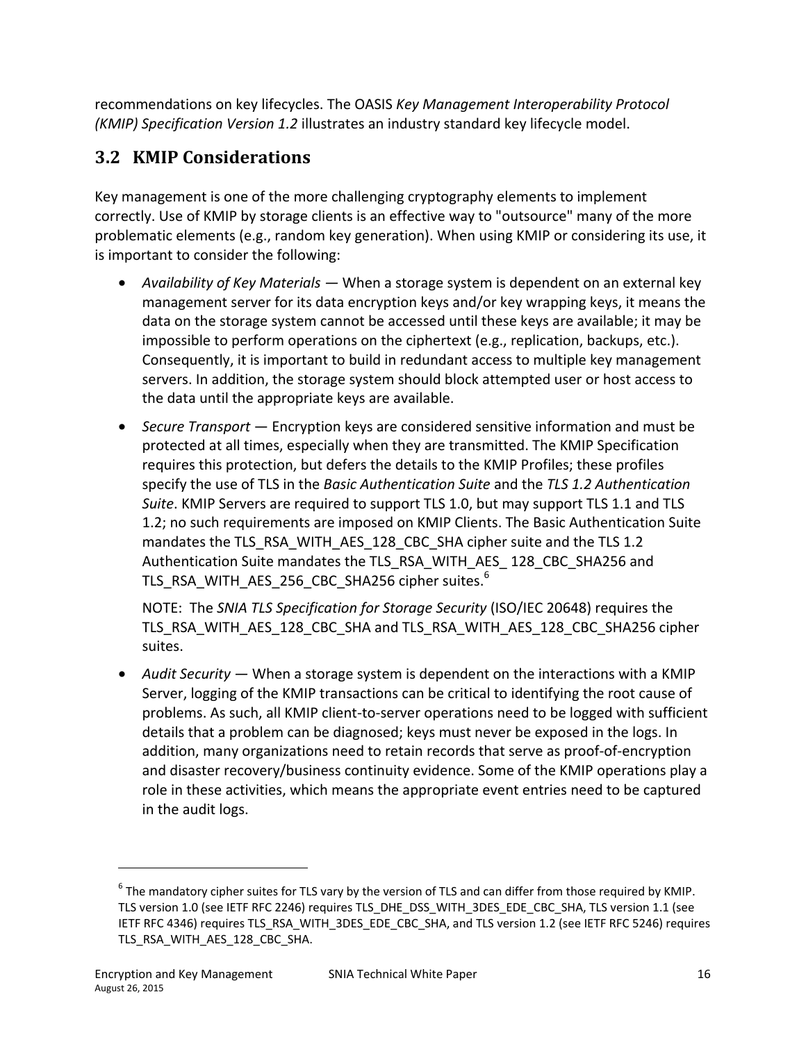recommendations on key lifecycles. The OASIS *Key Management Interoperability Protocol (KMIP) Specification Version 1.2* illustrates an industry standard key lifecycle model.

## 3.2 KMIP Considerations

Key management is one of the more challenging cryptography elements to implement correctly. Use of KMIP by storage clients is an effective way to "outsource" many of the more problematic elements (e.g., random key generation). When using KMIP or considering its use, it is important to consider the following:

- *Availability of Key Materials* — When a storage system is dependent on an external key management server for its data encryption keys and/or key wrapping keys, it means the data on the storage system cannot be accessed until these keys are available; it may be impossible to perform operations on the ciphertext (e.g., replication, backups, etc.). Consequently, it is important to build in redundant access to multiple key management servers. In addition, the storage system should block attempted user or host access to the data until the appropriate keys are available.

- *Secure Transport* — Encryption keys are considered sensitive information and must be protected at all times, especially when they are transmitted. The KMIP Specification requires this protection, but defers the details to the KMIP Profiles; these profiles specify the use of TLS in the *Basic Authentication Suite* and the *TLS 1.2 Authentication Suite*. KMIP Servers are required to support TLS 1.0, but may support TLS 1.1 and TLS 1.2; no such requirements are imposed on KMIP Clients. The Basic Authentication Suite mandates the TLS_RSA_WITH_AES_128_CBC_SHA cipher suite and the TLS 1.2 Authentication Suite mandates the TLS_RSA_WITH_AES_ 128_CBC_SHA256 and TLS_RSA_WITH_AES_256_CBC_SHA256 cipher suites.[6]

  NOTE: The *SNIA TLS Specification for Storage Security* (ISO/IEC 20648) requires the TLS_RSA_WITH_AES_128_CBC_SHA and TLS_RSA_WITH_AES_128_CBC_SHA256 cipher suites.

- *Audit Security* — When a storage system is dependent on the interactions with a KMIP Server, logging of the KMIP transactions can be critical to identifying the root cause of problems. As such, all KMIP client-to-server operations need to be logged with sufficient details that a problem can be diagnosed; keys must never be exposed in the logs. In addition, many organizations need to retain records that serve as proof-of-encryption and disaster recovery/business continuity evidence. Some of the KMIP operations play a role in these activities, which means the appropriate event entries need to be captured in the audit logs.

---

[6] The mandatory cipher suites for TLS vary by the version of TLS and can differ from those required by KMIP. TLS version 1.0 (see IETF RFC 2246) requires TLS_DHE_DSS_WITH_3DES_EDE_CBC_SHA, TLS version 1.1 (see IETF RFC 4346) requires TLS_RSA_WITH_3DES_EDE_CBC_SHA, and TLS version 1.2 (see IETF RFC 5246) requires TLS_RSA_WITH_AES_128_CBC_SHA.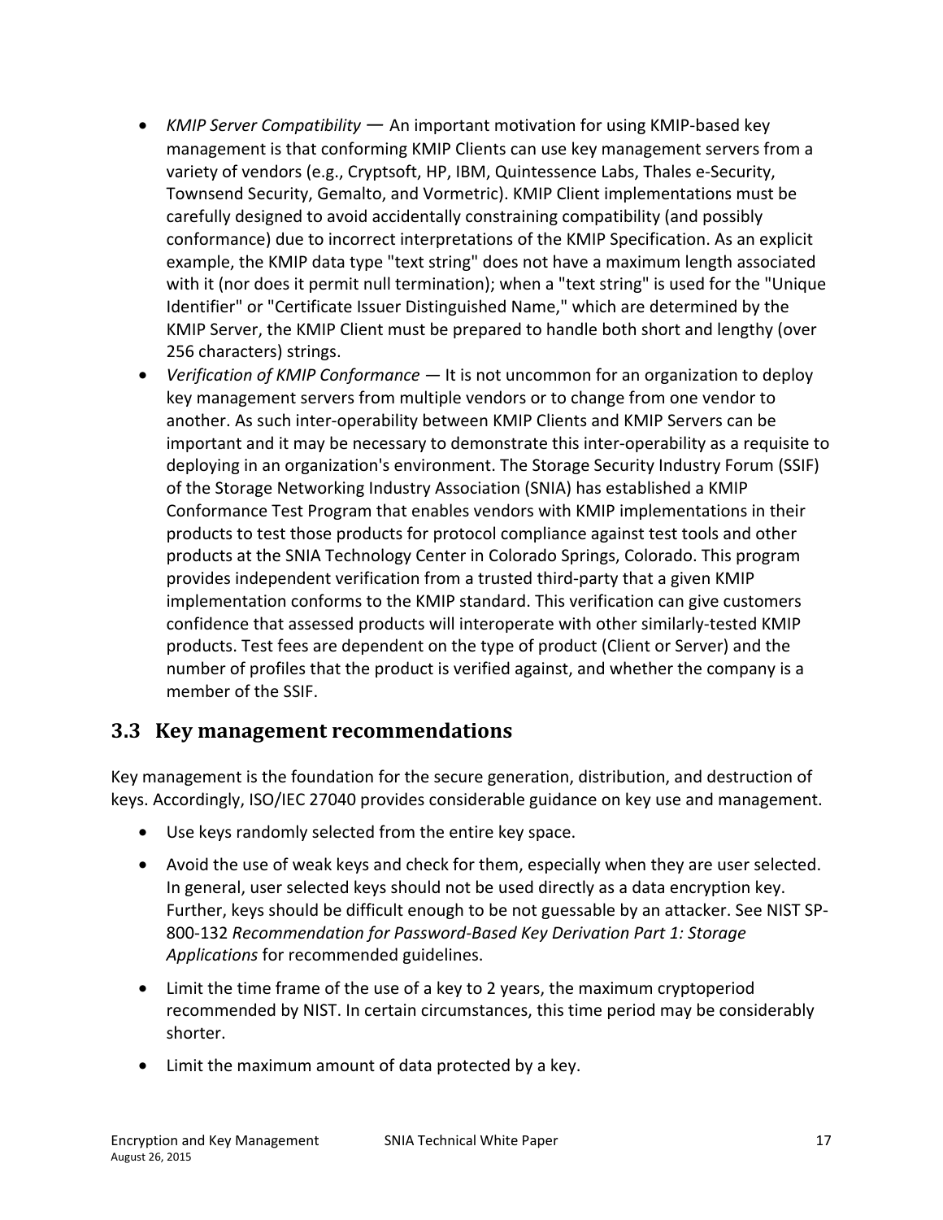- *KMIP Server Compatibility* — An important motivation for using KMIP-based key management is that conforming KMIP Clients can use key management servers from a variety of vendors (e.g., Cryptsoft, HP, IBM, Quintessence Labs, Thales e-Security, Townsend Security, Gemalto, and Vormetric). KMIP Client implementations must be carefully designed to avoid accidentally constraining compatibility (and possibly conformance) due to incorrect interpretations of the KMIP Specification. As an explicit example, the KMIP data type "text string" does not have a maximum length associated with it (nor does it permit null termination); when a "text string" is used for the "Unique Identifier" or "Certificate Issuer Distinguished Name," which are determined by the KMIP Server, the KMIP Client must be prepared to handle both short and lengthy (over 256 characters) strings.
- *Verification of KMIP Conformance* — It is not uncommon for an organization to deploy key management servers from multiple vendors or to change from one vendor to another. As such inter-operability between KMIP Clients and KMIP Servers can be important and it may be necessary to demonstrate this inter-operability as a requisite to deploying in an organization's environment. The Storage Security Industry Forum (SSIF) of the Storage Networking Industry Association (SNIA) has established a KMIP Conformance Test Program that enables vendors with KMIP implementations in their products to test those products for protocol compliance against test tools and other products at the SNIA Technology Center in Colorado Springs, Colorado. This program provides independent verification from a trusted third-party that a given KMIP implementation conforms to the KMIP standard. This verification can give customers confidence that assessed products will interoperate with other similarly-tested KMIP products. Test fees are dependent on the type of product (Client or Server) and the number of profiles that the product is verified against, and whether the company is a member of the SSIF.

## 3.3 Key management recommendations

Key management is the foundation for the secure generation, distribution, and destruction of keys. Accordingly, ISO/IEC 27040 provides considerable guidance on key use and management.

- Use keys randomly selected from the entire key space.
- Avoid the use of weak keys and check for them, especially when they are user selected. In general, user selected keys should not be used directly as a data encryption key. Further, keys should be difficult enough to be not guessable by an attacker. See NIST SP-800-132 *Recommendation for Password-Based Key Derivation Part 1: Storage Applications* for recommended guidelines.
- Limit the time frame of the use of a key to 2 years, the maximum cryptoperiod recommended by NIST. In certain circumstances, this time period may be considerably shorter.
- Limit the maximum amount of data protected by a key.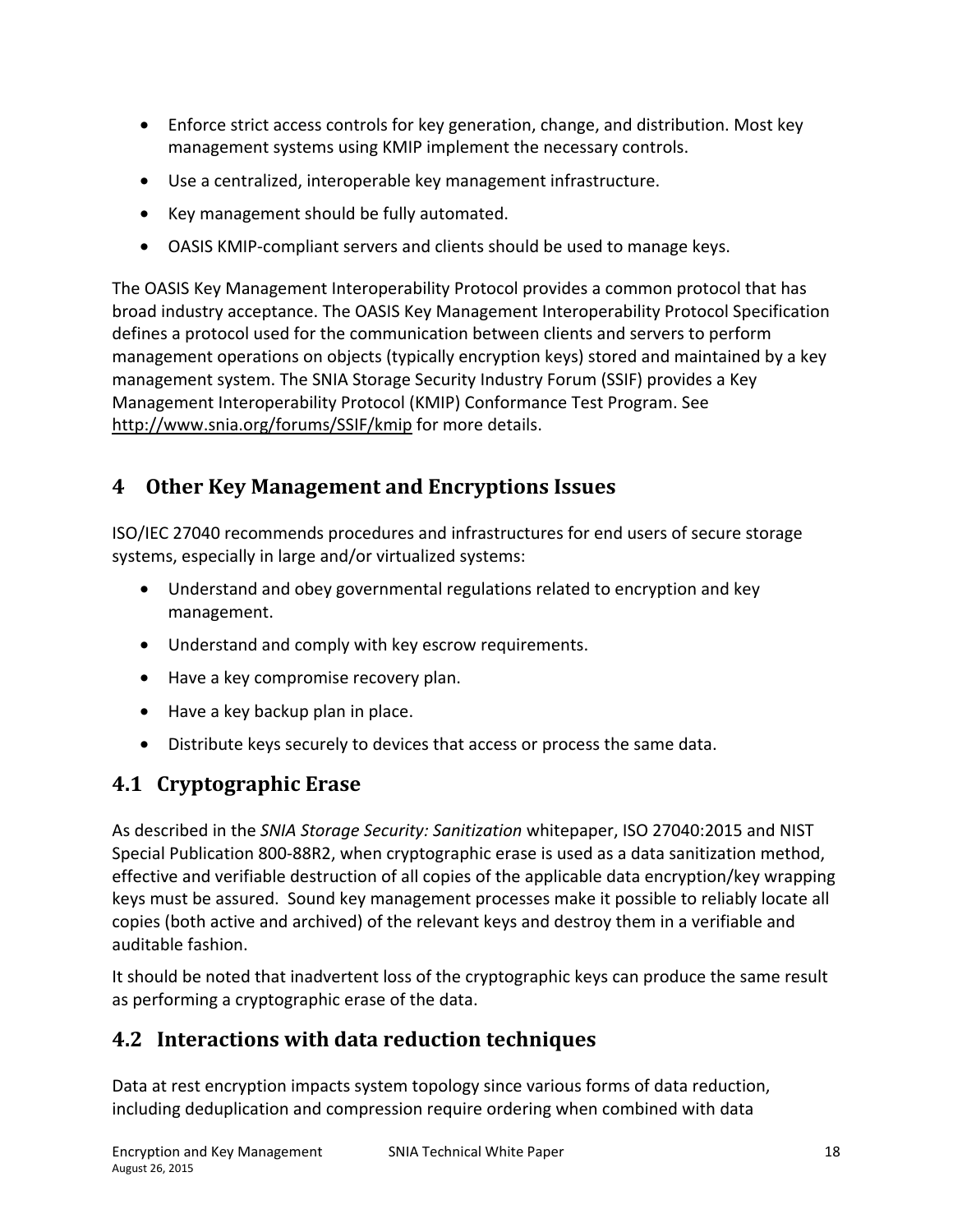- Enforce strict access controls for key generation, change, and distribution. Most key management systems using KMIP implement the necessary controls.
- Use a centralized, interoperable key management infrastructure.
- Key management should be fully automated.
- OASIS KMIP-compliant servers and clients should be used to manage keys.

The OASIS Key Management Interoperability Protocol provides a common protocol that has broad industry acceptance. The OASIS Key Management Interoperability Protocol Specification defines a protocol used for the communication between clients and servers to perform management operations on objects (typically encryption keys) stored and maintained by a key management system. The SNIA Storage Security Industry Forum (SSIF) provides a Key Management Interoperability Protocol (KMIP) Conformance Test Program. See http://www.snia.org/forums/SSIF/kmip for more details.

# 4 Other Key Management and Encryptions Issues

ISO/IEC 27040 recommends procedures and infrastructures for end users of secure storage systems, especially in large and/or virtualized systems:

- Understand and obey governmental regulations related to encryption and key management.
- Understand and comply with key escrow requirements.
- Have a key compromise recovery plan.
- Have a key backup plan in place.
- Distribute keys securely to devices that access or process the same data.

## 4.1 Cryptographic Erase

As described in the *SNIA Storage Security: Sanitization* whitepaper, ISO 27040:2015 and NIST Special Publication 800-88R2, when cryptographic erase is used as a data sanitization method, effective and verifiable destruction of all copies of the applicable data encryption/key wrapping keys must be assured. Sound key management processes make it possible to reliably locate all copies (both active and archived) of the relevant keys and destroy them in a verifiable and auditable fashion.

It should be noted that inadvertent loss of the cryptographic keys can produce the same result as performing a cryptographic erase of the data.

## 4.2 Interactions with data reduction techniques

Data at rest encryption impacts system topology since various forms of data reduction, including deduplication and compression require ordering when combined with data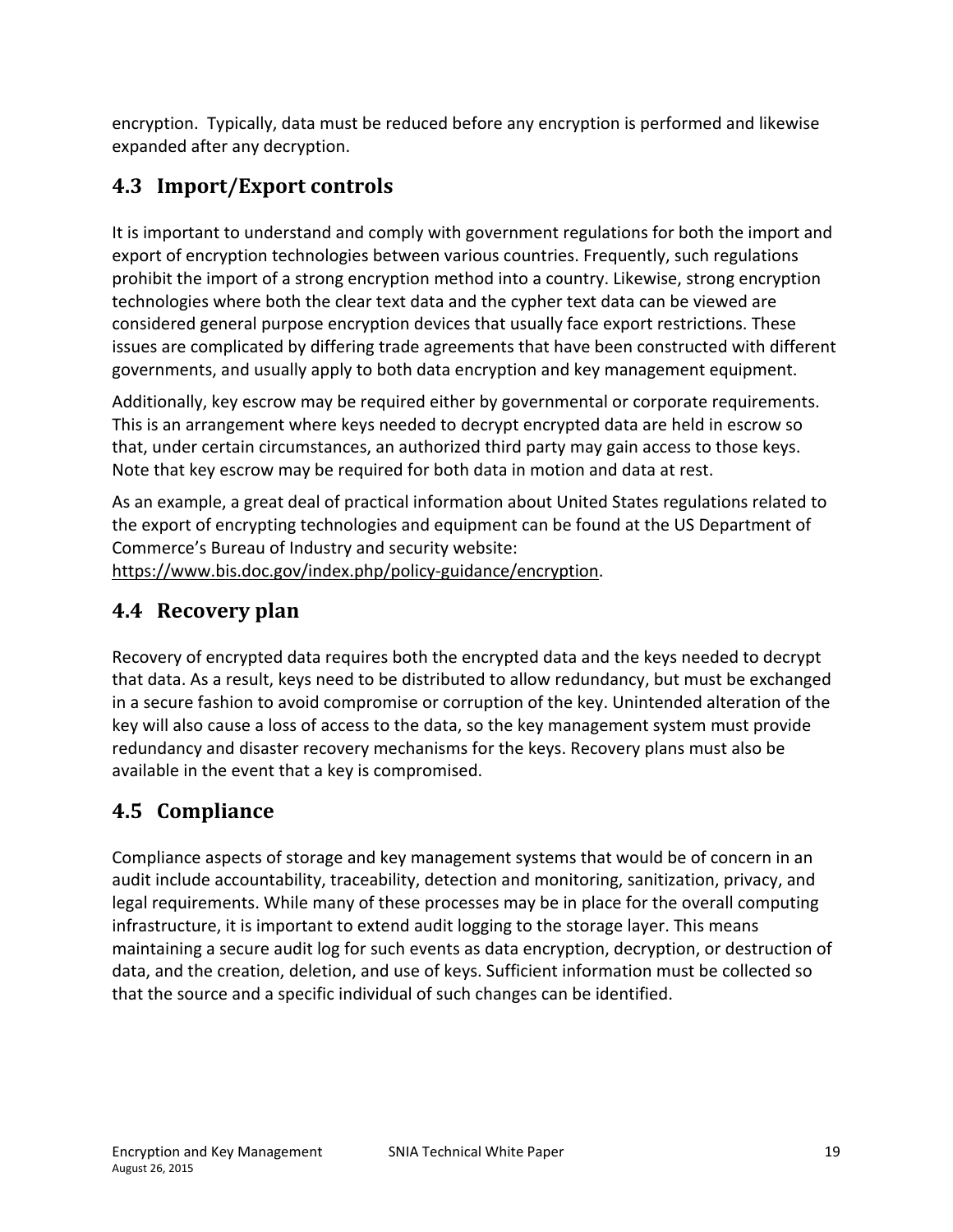encryption. Typically, data must be reduced before any encryption is performed and likewise expanded after any decryption.

## 4.3 Import/Export controls

It is important to understand and comply with government regulations for both the import and export of encryption technologies between various countries. Frequently, such regulations prohibit the import of a strong encryption method into a country. Likewise, strong encryption technologies where both the clear text data and the cypher text data can be viewed are considered general purpose encryption devices that usually face export restrictions. These issues are complicated by differing trade agreements that have been constructed with different governments, and usually apply to both data encryption and key management equipment.

Additionally, key escrow may be required either by governmental or corporate requirements. This is an arrangement where keys needed to decrypt encrypted data are held in escrow so that, under certain circumstances, an authorized third party may gain access to those keys. Note that key escrow may be required for both data in motion and data at rest.

As an example, a great deal of practical information about United States regulations related to the export of encrypting technologies and equipment can be found at the US Department of Commerce's Bureau of Industry and security website: https://www.bis.doc.gov/index.php/policy-guidance/encryption.

## 4.4 Recovery plan

Recovery of encrypted data requires both the encrypted data and the keys needed to decrypt that data. As a result, keys need to be distributed to allow redundancy, but must be exchanged in a secure fashion to avoid compromise or corruption of the key. Unintended alteration of the key will also cause a loss of access to the data, so the key management system must provide redundancy and disaster recovery mechanisms for the keys. Recovery plans must also be available in the event that a key is compromised.

## 4.5 Compliance

Compliance aspects of storage and key management systems that would be of concern in an audit include accountability, traceability, detection and monitoring, sanitization, privacy, and legal requirements. While many of these processes may be in place for the overall computing infrastructure, it is important to extend audit logging to the storage layer. This means maintaining a secure audit log for such events as data encryption, decryption, or destruction of data, and the creation, deletion, and use of keys. Sufficient information must be collected so that the source and a specific individual of such changes can be identified.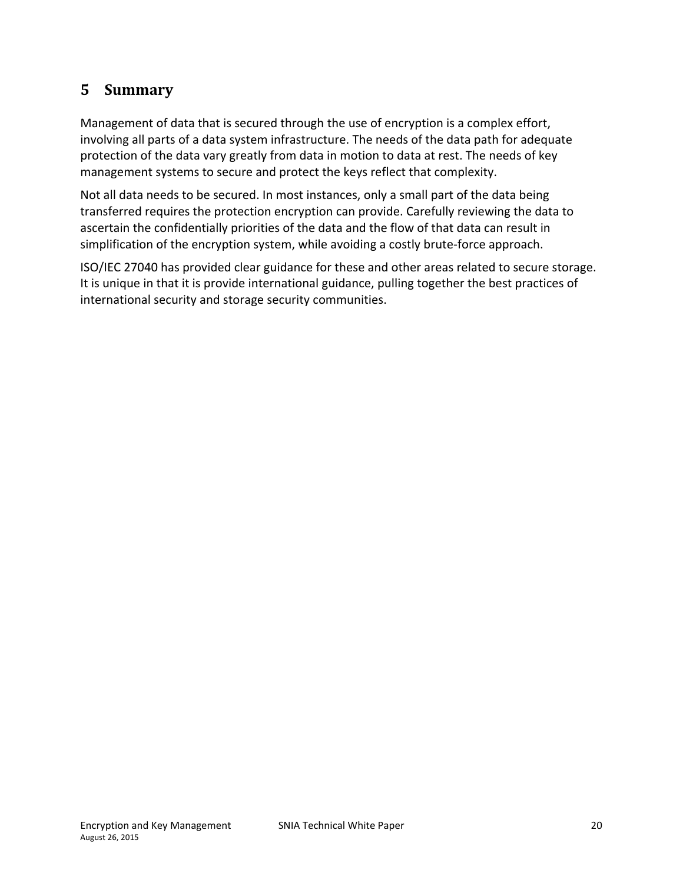## 5 Summary

Management of data that is secured through the use of encryption is a complex effort, involving all parts of a data system infrastructure. The needs of the data path for adequate protection of the data vary greatly from data in motion to data at rest. The needs of key management systems to secure and protect the keys reflect that complexity.

Not all data needs to be secured. In most instances, only a small part of the data being transferred requires the protection encryption can provide. Carefully reviewing the data to ascertain the confidentially priorities of the data and the flow of that data can result in simplification of the encryption system, while avoiding a costly brute-force approach.

ISO/IEC 27040 has provided clear guidance for these and other areas related to secure storage. It is unique in that it is provide international guidance, pulling together the best practices of international security and storage security communities.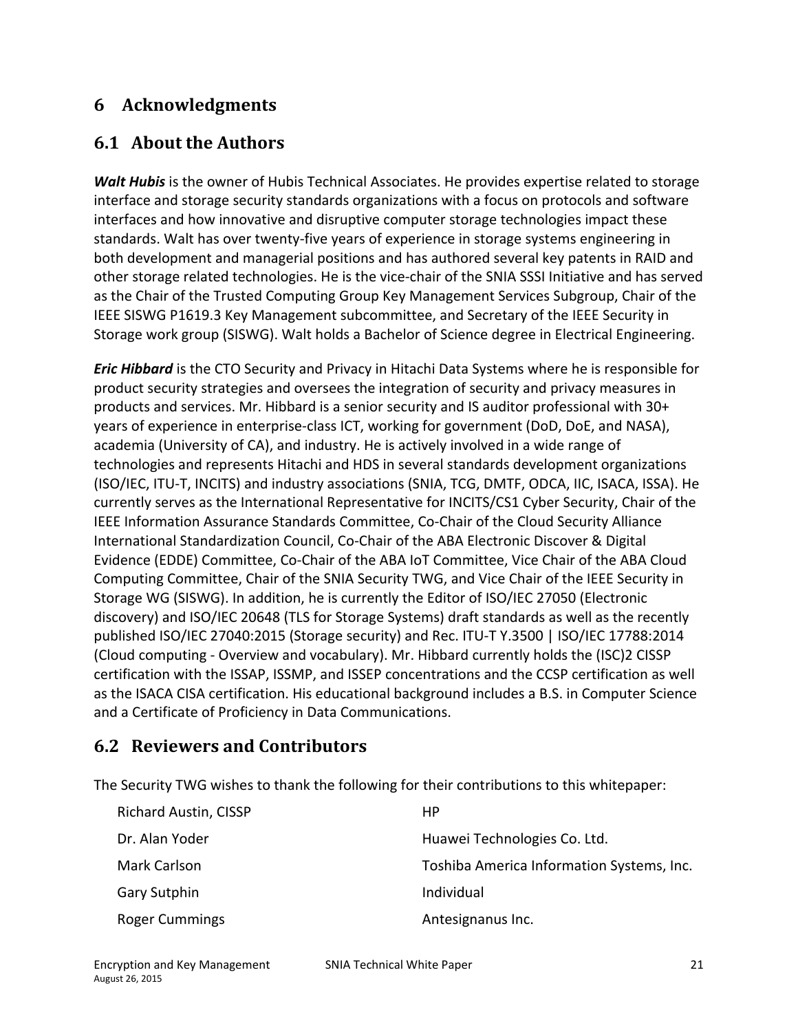# 6 Acknowledgments

## 6.1 About the Authors

***Walt Hubis*** is the owner of Hubis Technical Associates. He provides expertise related to storage interface and storage security standards organizations with a focus on protocols and software interfaces and how innovative and disruptive computer storage technologies impact these standards. Walt has over twenty-five years of experience in storage systems engineering in both development and managerial positions and has authored several key patents in RAID and other storage related technologies. He is the vice-chair of the SNIA SSSI Initiative and has served as the Chair of the Trusted Computing Group Key Management Services Subgroup, Chair of the IEEE SISWG P1619.3 Key Management subcommittee, and Secretary of the IEEE Security in Storage work group (SISWG). Walt holds a Bachelor of Science degree in Electrical Engineering.

***Eric Hibbard*** is the CTO Security and Privacy in Hitachi Data Systems where he is responsible for product security strategies and oversees the integration of security and privacy measures in products and services. Mr. Hibbard is a senior security and IS auditor professional with 30+ years of experience in enterprise-class ICT, working for government (DoD, DoE, and NASA), academia (University of CA), and industry. He is actively involved in a wide range of technologies and represents Hitachi and HDS in several standards development organizations (ISO/IEC, ITU-T, INCITS) and industry associations (SNIA, TCG, DMTF, ODCA, IIC, ISACA, ISSA). He currently serves as the International Representative for INCITS/CS1 Cyber Security, Chair of the IEEE Information Assurance Standards Committee, Co-Chair of the Cloud Security Alliance International Standardization Council, Co-Chair of the ABA Electronic Discover & Digital Evidence (EDDE) Committee, Co-Chair of the ABA IoT Committee, Vice Chair of the ABA Cloud Computing Committee, Chair of the SNIA Security TWG, and Vice Chair of the IEEE Security in Storage WG (SISWG). In addition, he is currently the Editor of ISO/IEC 27050 (Electronic discovery) and ISO/IEC 20648 (TLS for Storage Systems) draft standards as well as the recently published ISO/IEC 27040:2015 (Storage security) and Rec. ITU-T Y.3500 | ISO/IEC 17788:2014 (Cloud computing - Overview and vocabulary). Mr. Hibbard currently holds the (ISC)2 CISSP certification with the ISSAP, ISSMP, and ISSEP concentrations and the CCSP certification as well as the ISACA CISA certification. His educational background includes a B.S. in Computer Science and a Certificate of Proficiency in Data Communications.

## 6.2 Reviewers and Contributors

The Security TWG wishes to thank the following for their contributions to this whitepaper:

| | |
|---|---|
| Richard Austin, CISSP | HP |
| Dr. Alan Yoder | Huawei Technologies Co. Ltd. |
| Mark Carlson | Toshiba America Information Systems, Inc. |
| Gary Sutphin | Individual |
| Roger Cummings | Antesignanus Inc. |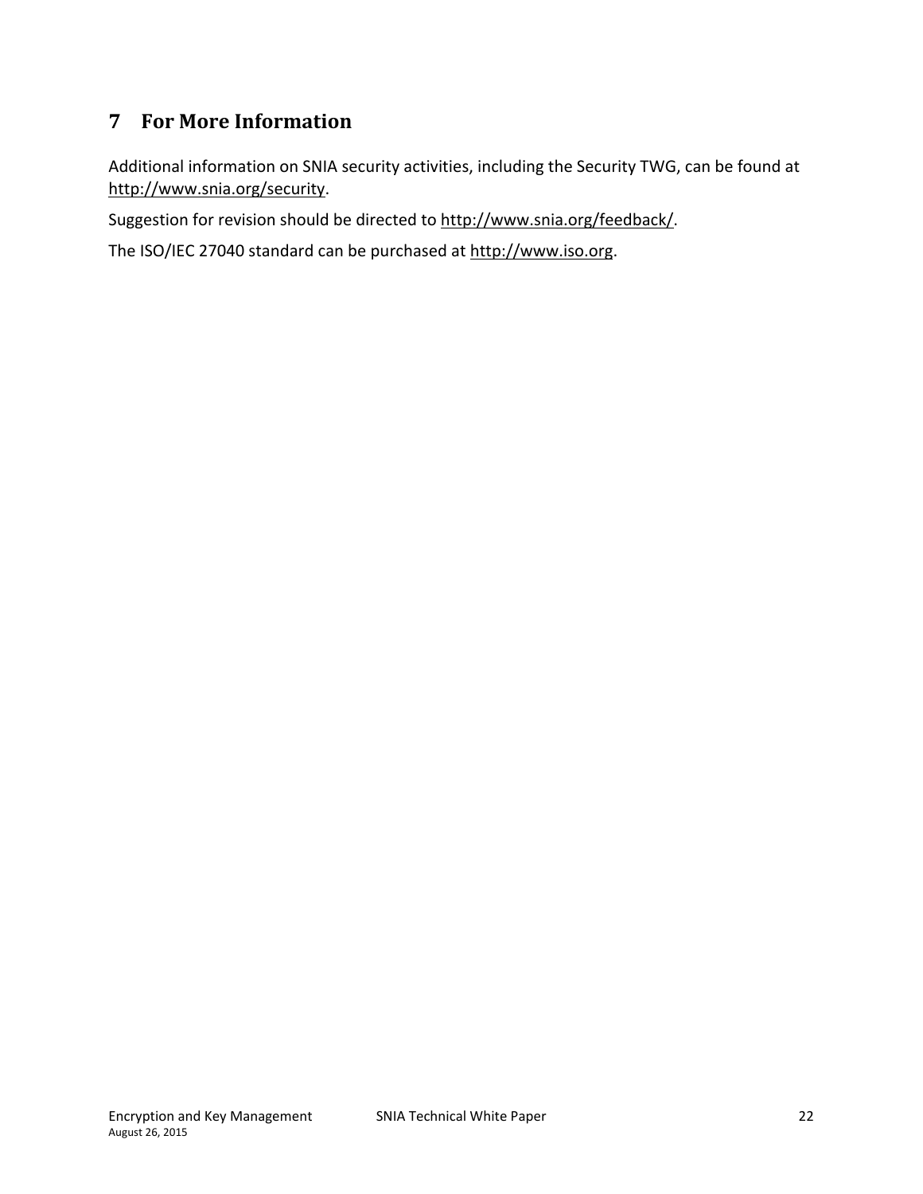# 7 For More Information

Additional information on SNIA security activities, including the Security TWG, can be found at http://www.snia.org/security.

Suggestion for revision should be directed to http://www.snia.org/feedback/.

The ISO/IEC 27040 standard can be purchased at http://www.iso.org.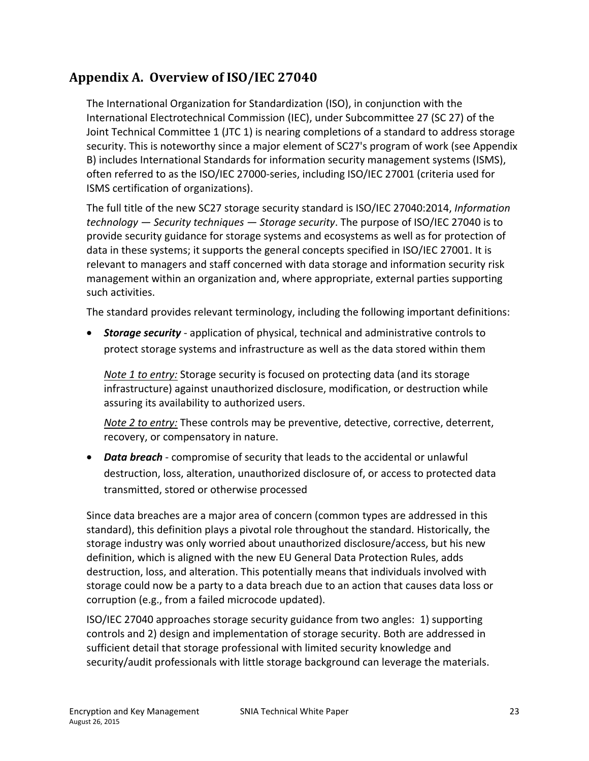## Appendix A. Overview of ISO/IEC 27040

The International Organization for Standardization (ISO), in conjunction with the International Electrotechnical Commission (IEC), under Subcommittee 27 (SC 27) of the Joint Technical Committee 1 (JTC 1) is nearing completions of a standard to address storage security. This is noteworthy since a major element of SC27's program of work (see Appendix B) includes International Standards for information security management systems (ISMS), often referred to as the ISO/IEC 27000-series, including ISO/IEC 27001 (criteria used for ISMS certification of organizations).

The full title of the new SC27 storage security standard is ISO/IEC 27040:2014, *Information technology — Security techniques — Storage security*. The purpose of ISO/IEC 27040 is to provide security guidance for storage systems and ecosystems as well as for protection of data in these systems; it supports the general concepts specified in ISO/IEC 27001. It is relevant to managers and staff concerned with data storage and information security risk management within an organization and, where appropriate, external parties supporting such activities.

The standard provides relevant terminology, including the following important definitions:

- ***Storage security*** - application of physical, technical and administrative controls to protect storage systems and infrastructure as well as the data stored within them

  _Note 1 to entry:_ Storage security is focused on protecting data (and its storage infrastructure) against unauthorized disclosure, modification, or destruction while assuring its availability to authorized users.

  _Note 2 to entry:_ These controls may be preventive, detective, corrective, deterrent, recovery, or compensatory in nature.

- ***Data breach*** - compromise of security that leads to the accidental or unlawful destruction, loss, alteration, unauthorized disclosure of, or access to protected data transmitted, stored or otherwise processed

Since data breaches are a major area of concern (common types are addressed in this standard), this definition plays a pivotal role throughout the standard. Historically, the storage industry was only worried about unauthorized disclosure/access, but his new definition, which is aligned with the new EU General Data Protection Rules, adds destruction, loss, and alteration. This potentially means that individuals involved with storage could now be a party to a data breach due to an action that causes data loss or corruption (e.g., from a failed microcode updated).

ISO/IEC 27040 approaches storage security guidance from two angles: 1) supporting controls and 2) design and implementation of storage security. Both are addressed in sufficient detail that storage professional with limited security knowledge and security/audit professionals with little storage background can leverage the materials.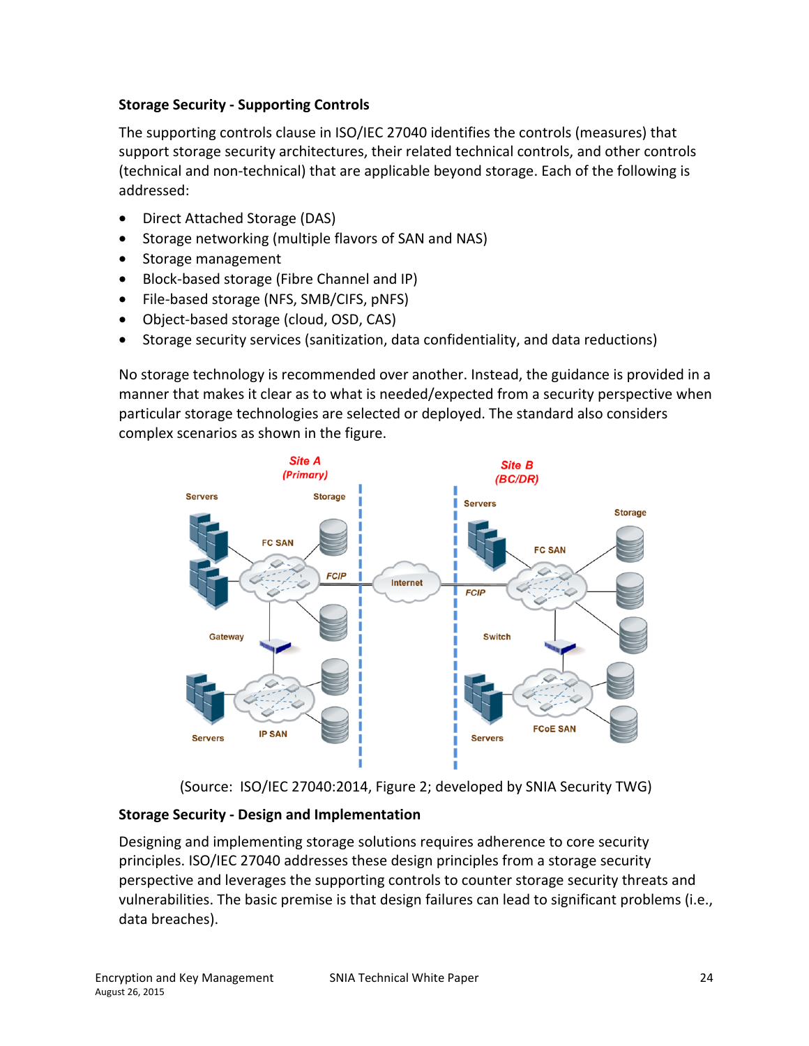### Storage Security - Supporting Controls

The supporting controls clause in ISO/IEC 27040 identifies the controls (measures) that support storage security architectures, their related technical controls, and other controls (technical and non-technical) that are applicable beyond storage. Each of the following is addressed:

- Direct Attached Storage (DAS)
- Storage networking (multiple flavors of SAN and NAS)
- Storage management
- Block-based storage (Fibre Channel and IP)
- File-based storage (NFS, SMB/CIFS, pNFS)
- Object-based storage (cloud, OSD, CAS)
- Storage security services (sanitization, data confidentiality, and data reductions)

No storage technology is recommended over another. Instead, the guidance is provided in a manner that makes it clear as to what is needed/expected from a security perspective when particular storage technologies are selected or deployed. The standard also considers complex scenarios as shown in the figure.

(Source: ISO/IEC 27040:2014, Figure 2; developed by SNIA Security TWG)

### Storage Security - Design and Implementation

Designing and implementing storage solutions requires adherence to core security principles. ISO/IEC 27040 addresses these design principles from a storage security perspective and leverages the supporting controls to counter storage security threats and vulnerabilities. The basic premise is that design failures can lead to significant problems (i.e., data breaches).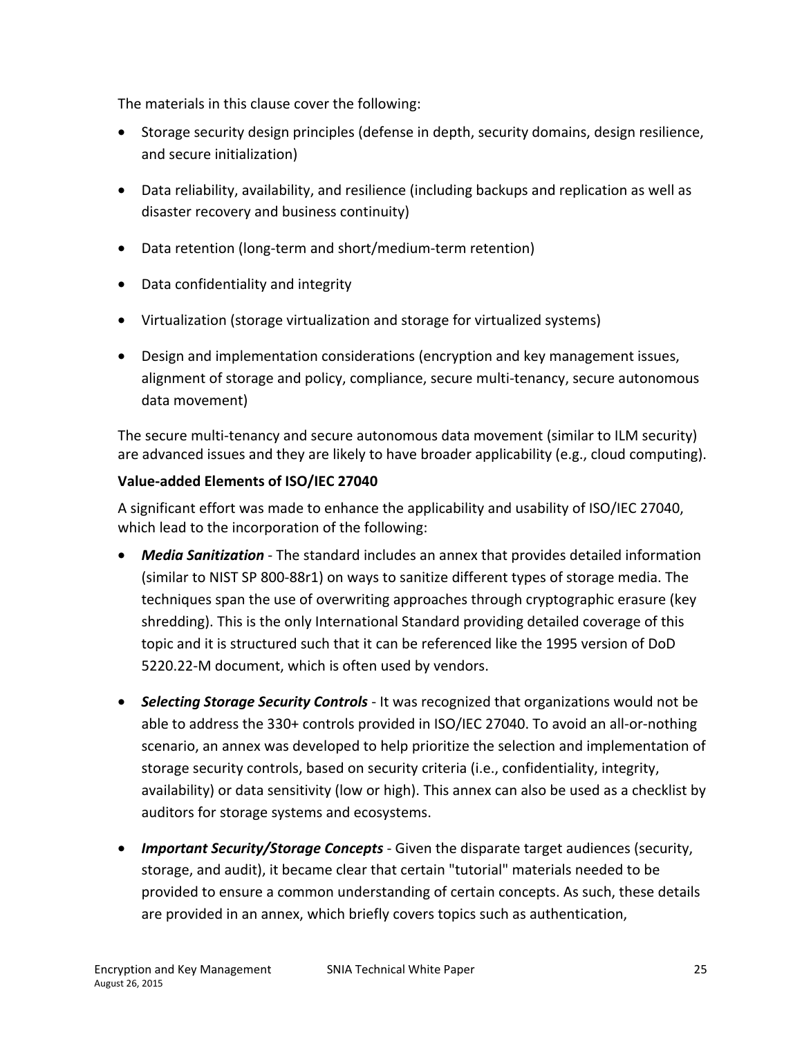The materials in this clause cover the following:

- Storage security design principles (defense in depth, security domains, design resilience, and secure initialization)
- Data reliability, availability, and resilience (including backups and replication as well as disaster recovery and business continuity)
- Data retention (long-term and short/medium-term retention)
- Data confidentiality and integrity
- Virtualization (storage virtualization and storage for virtualized systems)
- Design and implementation considerations (encryption and key management issues, alignment of storage and policy, compliance, secure multi-tenancy, secure autonomous data movement)

The secure multi-tenancy and secure autonomous data movement (similar to ILM security) are advanced issues and they are likely to have broader applicability (e.g., cloud computing).

**Value-added Elements of ISO/IEC 27040**

A significant effort was made to enhance the applicability and usability of ISO/IEC 27040, which lead to the incorporation of the following:

- ***Media Sanitization*** - The standard includes an annex that provides detailed information (similar to NIST SP 800-88r1) on ways to sanitize different types of storage media. The techniques span the use of overwriting approaches through cryptographic erasure (key shredding). This is the only International Standard providing detailed coverage of this topic and it is structured such that it can be referenced like the 1995 version of DoD 5220.22-M document, which is often used by vendors.
- ***Selecting Storage Security Controls*** - It was recognized that organizations would not be able to address the 330+ controls provided in ISO/IEC 27040. To avoid an all-or-nothing scenario, an annex was developed to help prioritize the selection and implementation of storage security controls, based on security criteria (i.e., confidentiality, integrity, availability) or data sensitivity (low or high). This annex can also be used as a checklist by auditors for storage systems and ecosystems.
- ***Important Security/Storage Concepts*** - Given the disparate target audiences (security, storage, and audit), it became clear that certain "tutorial" materials needed to be provided to ensure a common understanding of certain concepts. As such, these details are provided in an annex, which briefly covers topics such as authentication,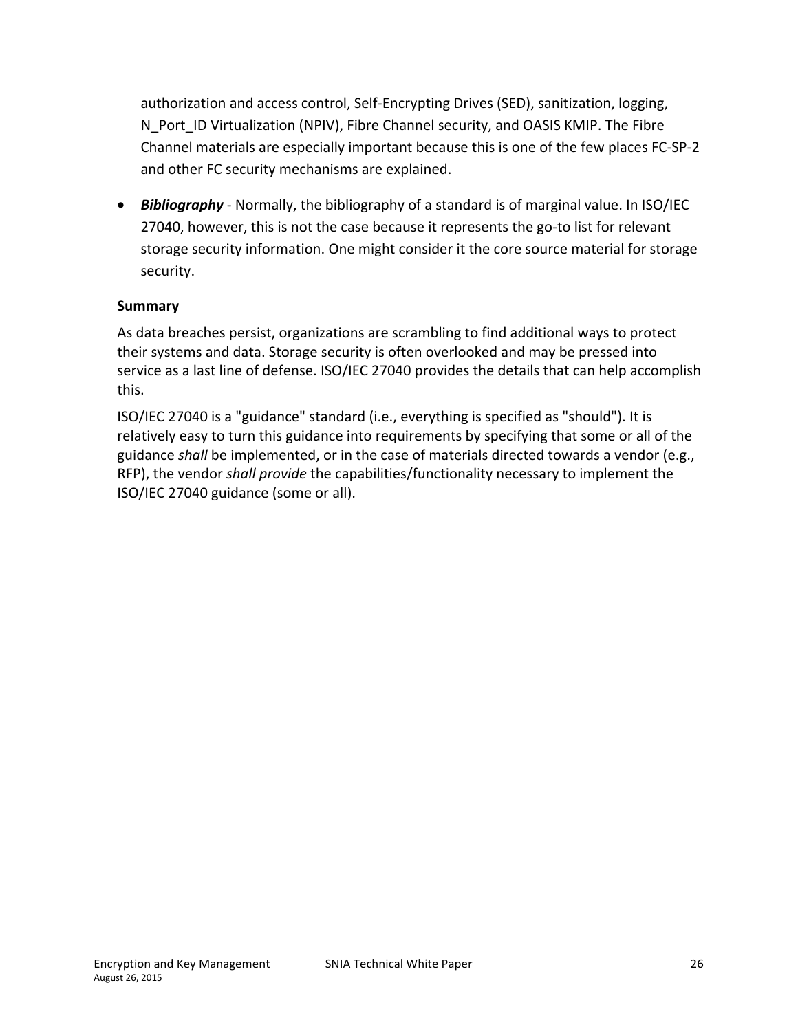authorization and access control, Self-Encrypting Drives (SED), sanitization, logging, N_Port_ID Virtualization (NPIV), Fibre Channel security, and OASIS KMIP. The Fibre Channel materials are especially important because this is one of the few places FC-SP-2 and other FC security mechanisms are explained.

- ***Bibliography*** - Normally, the bibliography of a standard is of marginal value. In ISO/IEC 27040, however, this is not the case because it represents the go-to list for relevant storage security information. One might consider it the core source material for storage security.

**Summary**

As data breaches persist, organizations are scrambling to find additional ways to protect their systems and data. Storage security is often overlooked and may be pressed into service as a last line of defense. ISO/IEC 27040 provides the details that can help accomplish this.

ISO/IEC 27040 is a "guidance" standard (i.e., everything is specified as "should"). It is relatively easy to turn this guidance into requirements by specifying that some or all of the guidance *shall* be implemented, or in the case of materials directed towards a vendor (e.g., RFP), the vendor *shall provide* the capabilities/functionality necessary to implement the ISO/IEC 27040 guidance (some or all).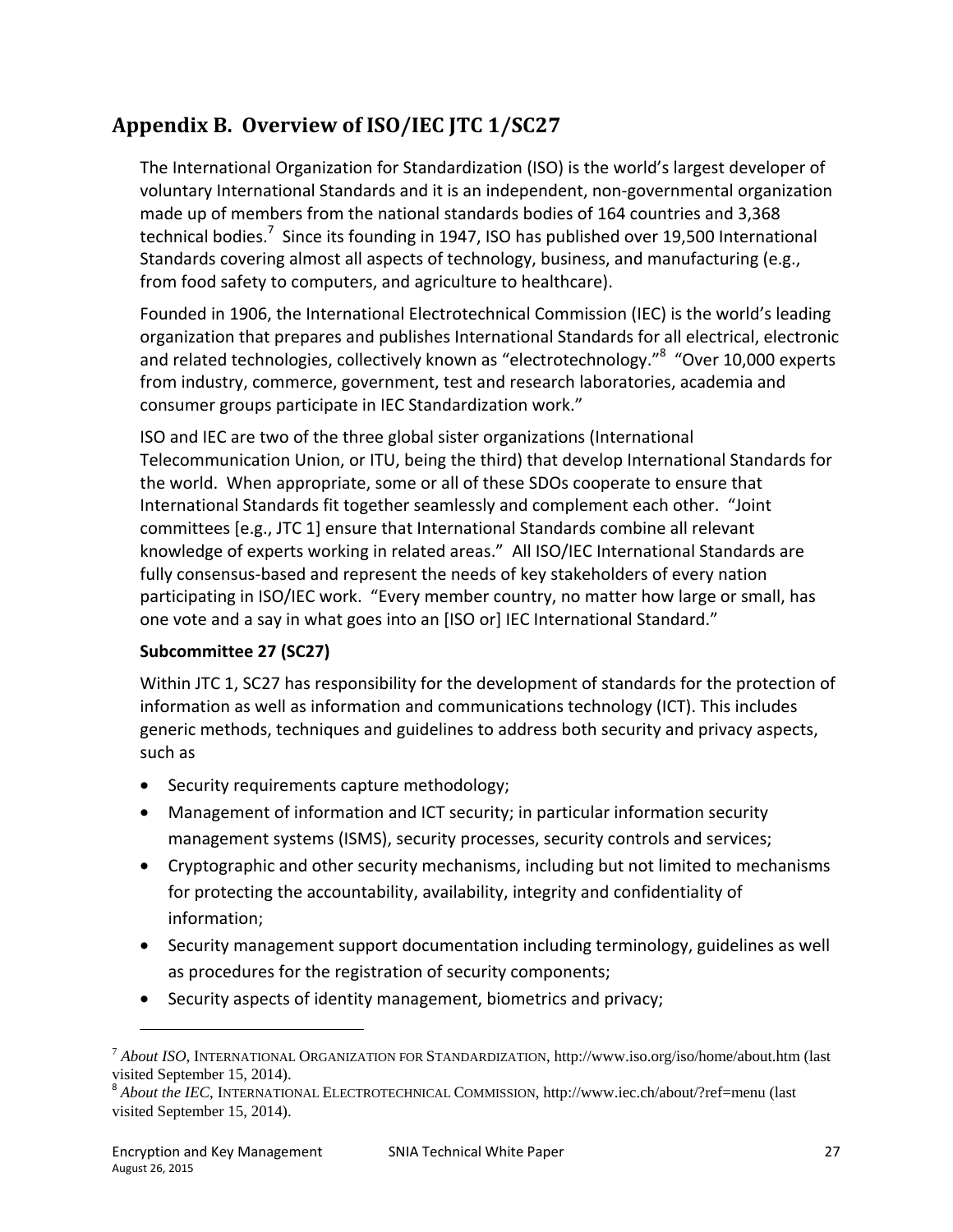## Appendix B. Overview of ISO/IEC JTC 1/SC27

The International Organization for Standardization (ISO) is the world's largest developer of voluntary International Standards and it is an independent, non-governmental organization made up of members from the national standards bodies of 164 countries and 3,368 technical bodies.[7] Since its founding in 1947, ISO has published over 19,500 International Standards covering almost all aspects of technology, business, and manufacturing (e.g., from food safety to computers, and agriculture to healthcare).

Founded in 1906, the International Electrotechnical Commission (IEC) is the world's leading organization that prepares and publishes International Standards for all electrical, electronic and related technologies, collectively known as "electrotechnology."[8] "Over 10,000 experts from industry, commerce, government, test and research laboratories, academia and consumer groups participate in IEC Standardization work."

ISO and IEC are two of the three global sister organizations (International Telecommunication Union, or ITU, being the third) that develop International Standards for the world. When appropriate, some or all of these SDOs cooperate to ensure that International Standards fit together seamlessly and complement each other. "Joint committees [e.g., JTC 1] ensure that International Standards combine all relevant knowledge of experts working in related areas." All ISO/IEC International Standards are fully consensus-based and represent the needs of key stakeholders of every nation participating in ISO/IEC work. "Every member country, no matter how large or small, has one vote and a say in what goes into an [ISO or] IEC International Standard."

**Subcommittee 27 (SC27)**

Within JTC 1, SC27 has responsibility for the development of standards for the protection of information as well as information and communications technology (ICT). This includes generic methods, techniques and guidelines to address both security and privacy aspects, such as

- Security requirements capture methodology;
- Management of information and ICT security; in particular information security management systems (ISMS), security processes, security controls and services;
- Cryptographic and other security mechanisms, including but not limited to mechanisms for protecting the accountability, availability, integrity and confidentiality of information;
- Security management support documentation including terminology, guidelines as well as procedures for the registration of security components;
- Security aspects of identity management, biometrics and privacy;

---

[7] *About ISO*, INTERNATIONAL ORGANIZATION FOR STANDARDIZATION, http://www.iso.org/iso/home/about.htm (last visited September 15, 2014).

[8] *About the IEC*, INTERNATIONAL ELECTROTECHNICAL COMMISSION, http://www.iec.ch/about/?ref=menu (last visited September 15, 2014).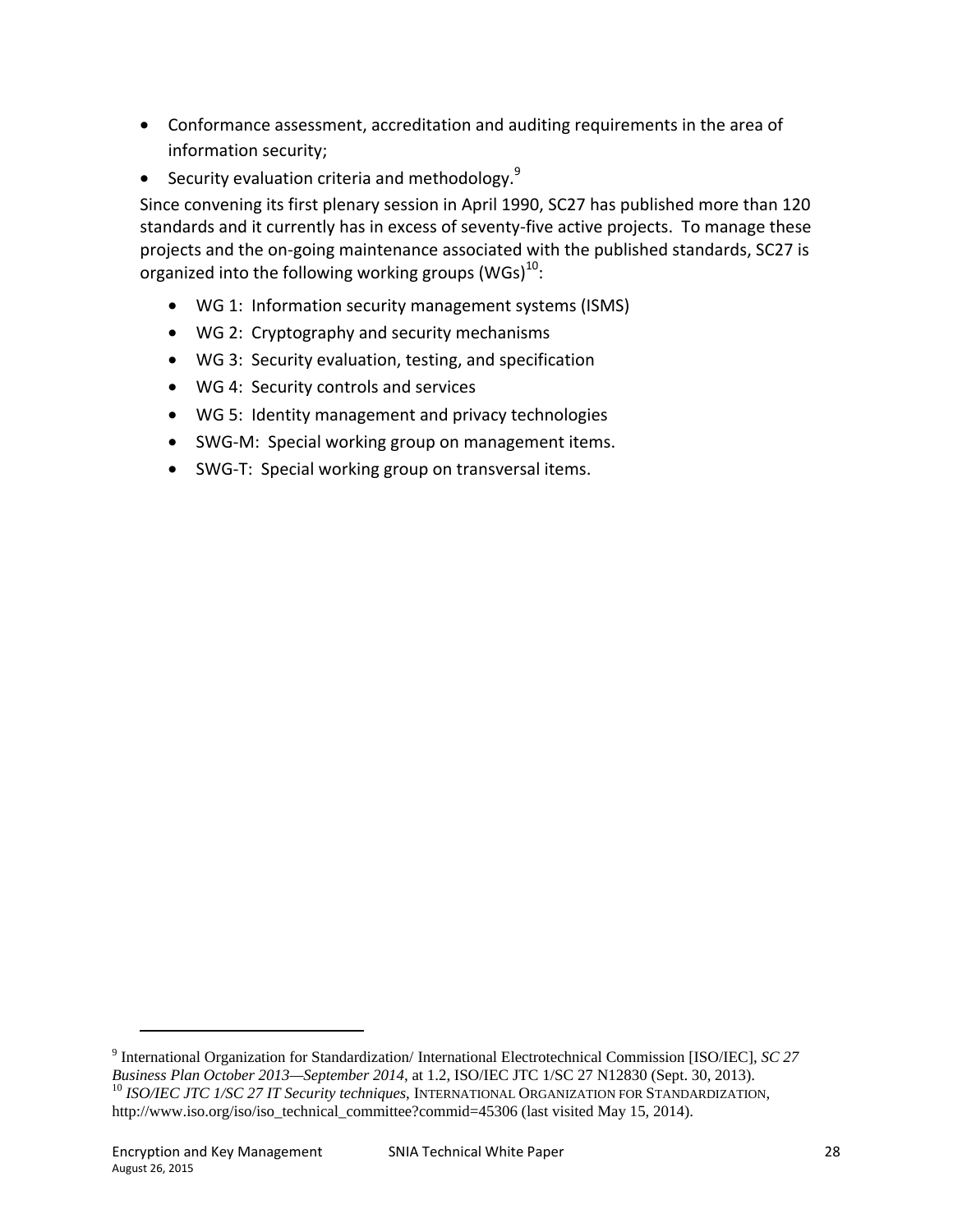- Conformance assessment, accreditation and auditing requirements in the area of information security;
- Security evaluation criteria and methodology.[9]

Since convening its first plenary session in April 1990, SC27 has published more than 120 standards and it currently has in excess of seventy-five active projects. To manage these projects and the on-going maintenance associated with the published standards, SC27 is organized into the following working groups (WGs)[10]:

- WG 1: Information security management systems (ISMS)
- WG 2: Cryptography and security mechanisms
- WG 3: Security evaluation, testing, and specification
- WG 4: Security controls and services
- WG 5: Identity management and privacy technologies
- SWG-M: Special working group on management items.
- SWG-T: Special working group on transversal items.

---

[9] International Organization for Standardization/ International Electrotechnical Commission [ISO/IEC], *SC 27 Business Plan October 2013—September 2014*, at 1.2, ISO/IEC JTC 1/SC 27 N12830 (Sept. 30, 2013).

[10] *ISO/IEC JTC 1/SC 27 IT Security techniques*, INTERNATIONAL ORGANIZATION FOR STANDARDIZATION, http://www.iso.org/iso/iso_technical_committee?commid=45306 (last visited May 15, 2014).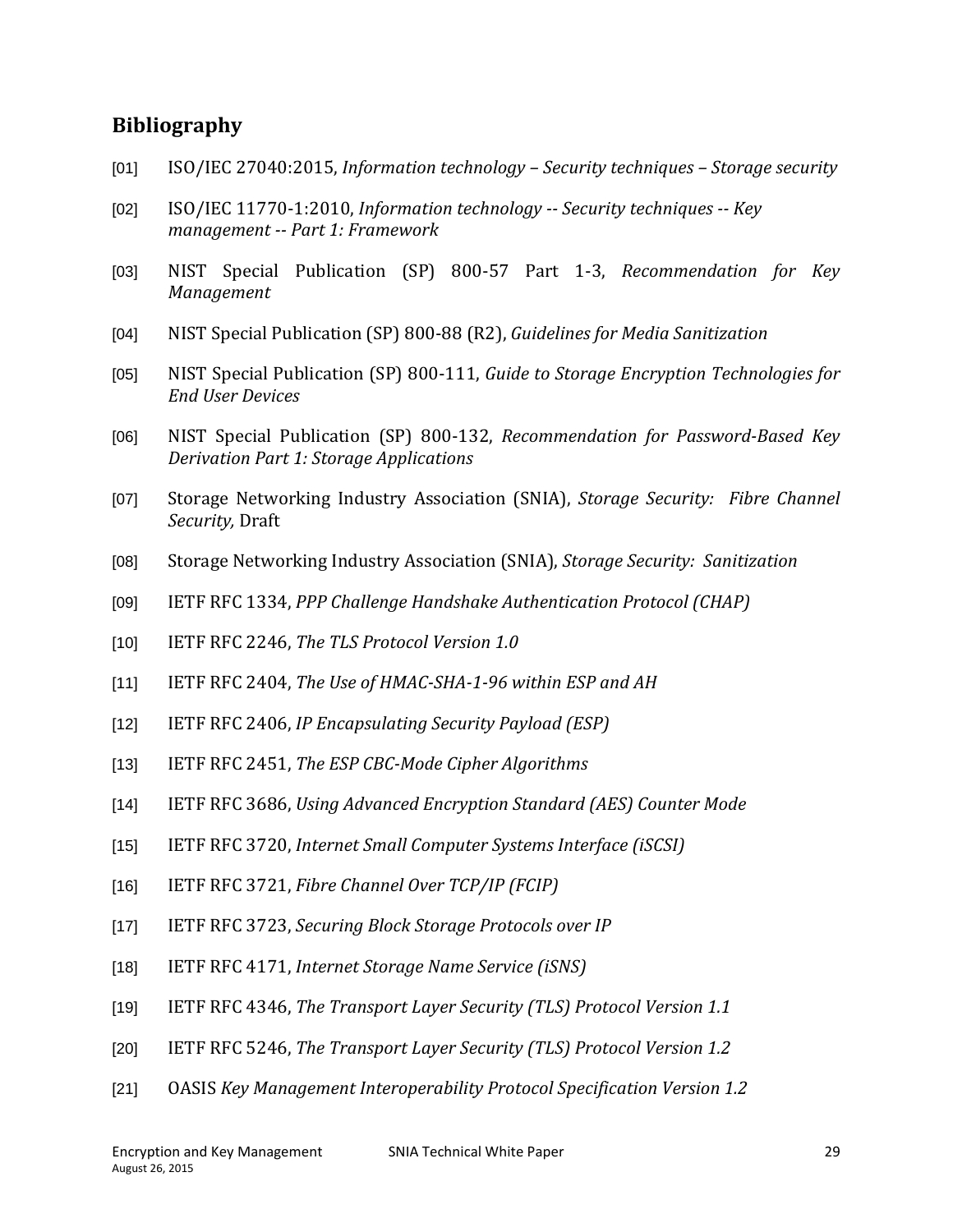## Bibliography

[01] ISO/IEC 27040:2015, *Information technology – Security techniques – Storage security*

[02] ISO/IEC 11770-1:2010, *Information technology -- Security techniques -- Key management -- Part 1: Framework*

[03] NIST Special Publication (SP) 800-57 Part 1-3, *Recommendation for Key Management*

[04] NIST Special Publication (SP) 800-88 (R2), *Guidelines for Media Sanitization*

[05] NIST Special Publication (SP) 800-111, *Guide to Storage Encryption Technologies for End User Devices*

[06] NIST Special Publication (SP) 800-132, *Recommendation for Password-Based Key Derivation Part 1: Storage Applications*

[07] Storage Networking Industry Association (SNIA), *Storage Security: Fibre Channel Security,* Draft

[08] Storage Networking Industry Association (SNIA), *Storage Security: Sanitization*

[09] IETF RFC 1334, *PPP Challenge Handshake Authentication Protocol (CHAP)*

[10] IETF RFC 2246, *The TLS Protocol Version 1.0*

[11] IETF RFC 2404, *The Use of HMAC-SHA-1-96 within ESP and AH*

[12] IETF RFC 2406, *IP Encapsulating Security Payload (ESP)*

[13] IETF RFC 2451, *The ESP CBC-Mode Cipher Algorithms*

[14] IETF RFC 3686, *Using Advanced Encryption Standard (AES) Counter Mode*

[15] IETF RFC 3720, *Internet Small Computer Systems Interface (iSCSI)*

[16] IETF RFC 3721, *Fibre Channel Over TCP/IP (FCIP)*

[17] IETF RFC 3723, *Securing Block Storage Protocols over IP*

[18] IETF RFC 4171, *Internet Storage Name Service (iSNS)*

[19] IETF RFC 4346, *The Transport Layer Security (TLS) Protocol Version 1.1*

[20] IETF RFC 5246, *The Transport Layer Security (TLS) Protocol Version 1.2*

[21] OASIS *Key Management Interoperability Protocol Specification Version 1.2*